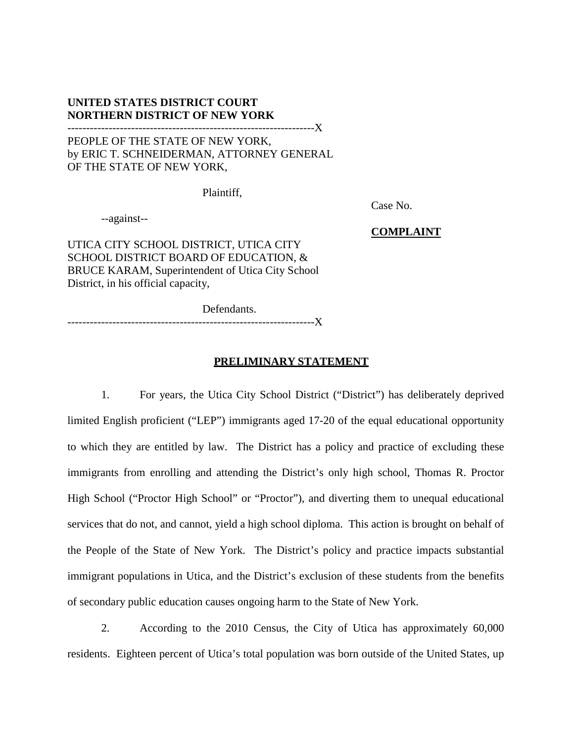**UNITED STATES DISTRICT COURT**
**NORTHERN DISTRICT OF NEW YORK**

-------------------------------------------------------------------X

PEOPLE OF THE STATE OF NEW YORK,
by ERIC T. SCHNEIDERMAN, ATTORNEY GENERAL
OF THE STATE OF NEW YORK,

Plaintiff,

--against--

UTICA CITY SCHOOL DISTRICT, UTICA CITY
SCHOOL DISTRICT BOARD OF EDUCATION, &
BRUCE KARAM, Superintendent of Utica City School
District, in his official capacity,

Defendants.

-------------------------------------------------------------------X

Case No.

**COMPLAINT**

## PRELIMINARY STATEMENT

1. For years, the Utica City School District ("District") has deliberately deprived limited English proficient ("LEP") immigrants aged 17-20 of the equal educational opportunity to which they are entitled by law. The District has a policy and practice of excluding these immigrants from enrolling and attending the District's only high school, Thomas R. Proctor High School ("Proctor High School" or "Proctor"), and diverting them to unequal educational services that do not, and cannot, yield a high school diploma. This action is brought on behalf of the People of the State of New York. The District's policy and practice impacts substantial immigrant populations in Utica, and the District's exclusion of these students from the benefits of secondary public education causes ongoing harm to the State of New York.

2. According to the 2010 Census, the City of Utica has approximately 60,000 residents. Eighteen percent of Utica's total population was born outside of the United States, up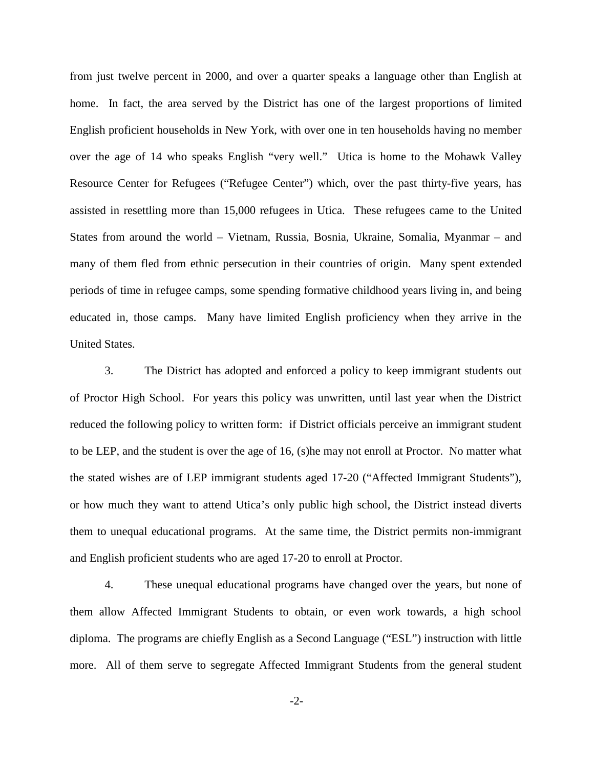from just twelve percent in 2000, and over a quarter speaks a language other than English at home. In fact, the area served by the District has one of the largest proportions of limited English proficient households in New York, with over one in ten households having no member over the age of 14 who speaks English "very well." Utica is home to the Mohawk Valley Resource Center for Refugees ("Refugee Center") which, over the past thirty-five years, has assisted in resettling more than 15,000 refugees in Utica. These refugees came to the United States from around the world – Vietnam, Russia, Bosnia, Ukraine, Somalia, Myanmar – and many of them fled from ethnic persecution in their countries of origin. Many spent extended periods of time in refugee camps, some spending formative childhood years living in, and being educated in, those camps. Many have limited English proficiency when they arrive in the United States.

3. The District has adopted and enforced a policy to keep immigrant students out of Proctor High School. For years this policy was unwritten, until last year when the District reduced the following policy to written form: if District officials perceive an immigrant student to be LEP, and the student is over the age of 16, (s)he may not enroll at Proctor. No matter what the stated wishes are of LEP immigrant students aged 17-20 ("Affected Immigrant Students"), or how much they want to attend Utica's only public high school, the District instead diverts them to unequal educational programs. At the same time, the District permits non-immigrant and English proficient students who are aged 17-20 to enroll at Proctor.

4. These unequal educational programs have changed over the years, but none of them allow Affected Immigrant Students to obtain, or even work towards, a high school diploma. The programs are chiefly English as a Second Language ("ESL") instruction with little more. All of them serve to segregate Affected Immigrant Students from the general student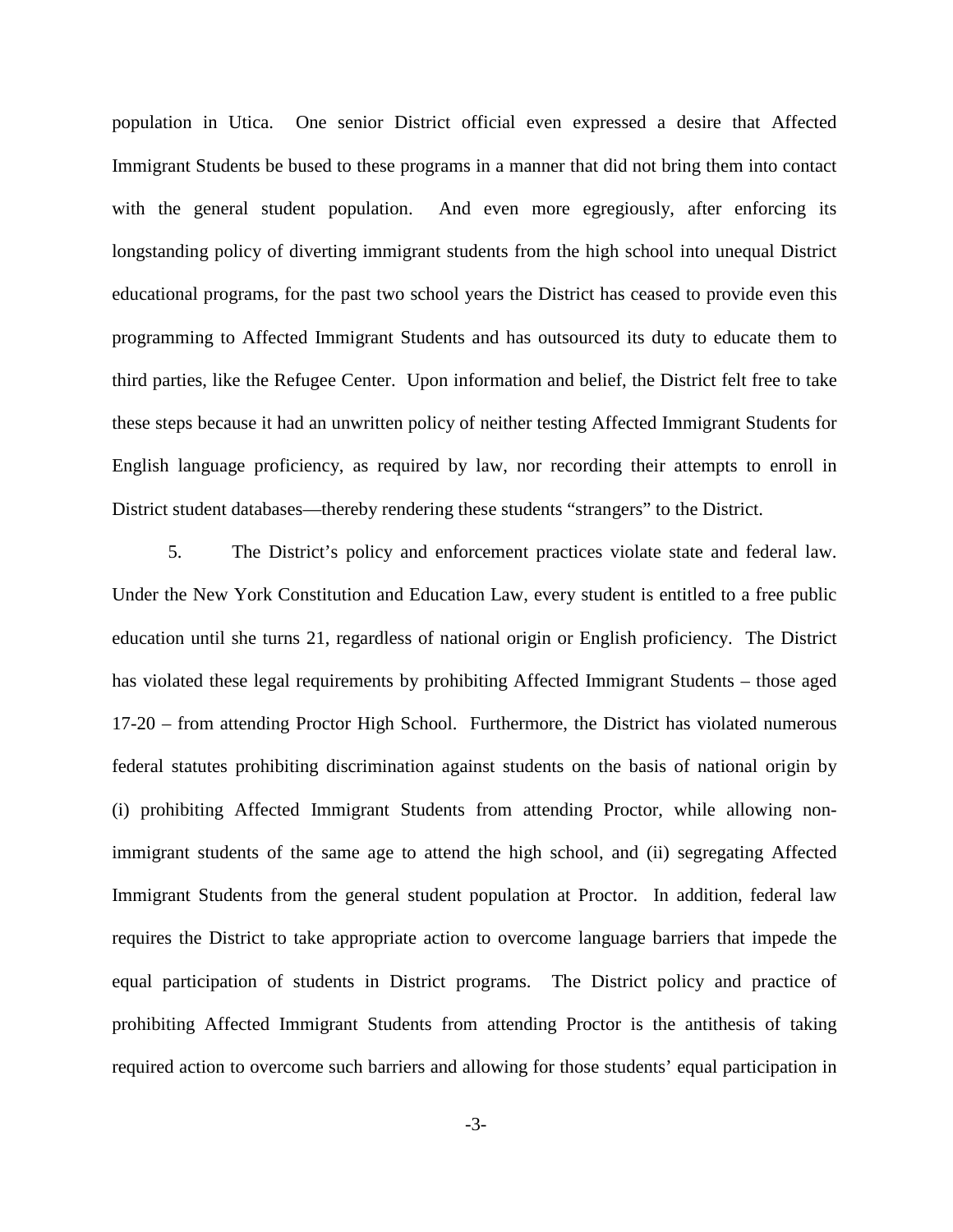population in Utica. One senior District official even expressed a desire that Affected Immigrant Students be bused to these programs in a manner that did not bring them into contact with the general student population. And even more egregiously, after enforcing its longstanding policy of diverting immigrant students from the high school into unequal District educational programs, for the past two school years the District has ceased to provide even this programming to Affected Immigrant Students and has outsourced its duty to educate them to third parties, like the Refugee Center. Upon information and belief, the District felt free to take these steps because it had an unwritten policy of neither testing Affected Immigrant Students for English language proficiency, as required by law, nor recording their attempts to enroll in District student databases—thereby rendering these students "strangers" to the District.

5. The District's policy and enforcement practices violate state and federal law. Under the New York Constitution and Education Law, every student is entitled to a free public education until she turns 21, regardless of national origin or English proficiency. The District has violated these legal requirements by prohibiting Affected Immigrant Students – those aged 17-20 – from attending Proctor High School. Furthermore, the District has violated numerous federal statutes prohibiting discrimination against students on the basis of national origin by (i) prohibiting Affected Immigrant Students from attending Proctor, while allowing non-immigrant students of the same age to attend the high school, and (ii) segregating Affected Immigrant Students from the general student population at Proctor. In addition, federal law requires the District to take appropriate action to overcome language barriers that impede the equal participation of students in District programs. The District policy and practice of prohibiting Affected Immigrant Students from attending Proctor is the antithesis of taking required action to overcome such barriers and allowing for those students' equal participation in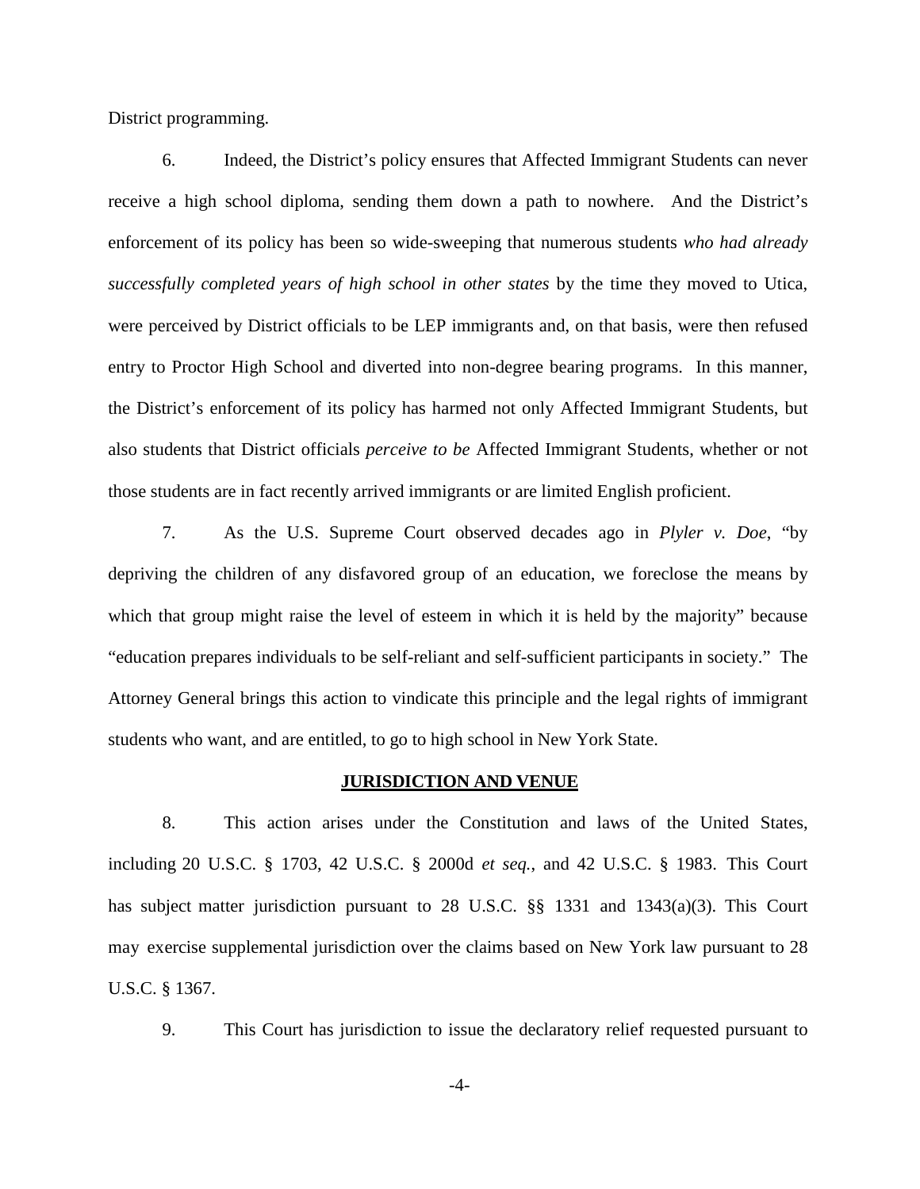District programming.

6. Indeed, the District's policy ensures that Affected Immigrant Students can never receive a high school diploma, sending them down a path to nowhere. And the District's enforcement of its policy has been so wide-sweeping that numerous students *who had already successfully completed years of high school in other states* by the time they moved to Utica, were perceived by District officials to be LEP immigrants and, on that basis, were then refused entry to Proctor High School and diverted into non-degree bearing programs. In this manner, the District's enforcement of its policy has harmed not only Affected Immigrant Students, but also students that District officials *perceive to be* Affected Immigrant Students, whether or not those students are in fact recently arrived immigrants or are limited English proficient.

7. As the U.S. Supreme Court observed decades ago in *Plyler v. Doe*, "by depriving the children of any disfavored group of an education, we foreclose the means by which that group might raise the level of esteem in which it is held by the majority" because "education prepares individuals to be self-reliant and self-sufficient participants in society." The Attorney General brings this action to vindicate this principle and the legal rights of immigrant students who want, and are entitled, to go to high school in New York State.

## JURISDICTION AND VENUE

8. This action arises under the Constitution and laws of the United States, including 20 U.S.C. § 1703, 42 U.S.C. § 2000d *et seq.*, and 42 U.S.C. § 1983. This Court has subject matter jurisdiction pursuant to 28 U.S.C. §§ 1331 and 1343(a)(3). This Court may exercise supplemental jurisdiction over the claims based on New York law pursuant to 28 U.S.C. § 1367.

9. This Court has jurisdiction to issue the declaratory relief requested pursuant to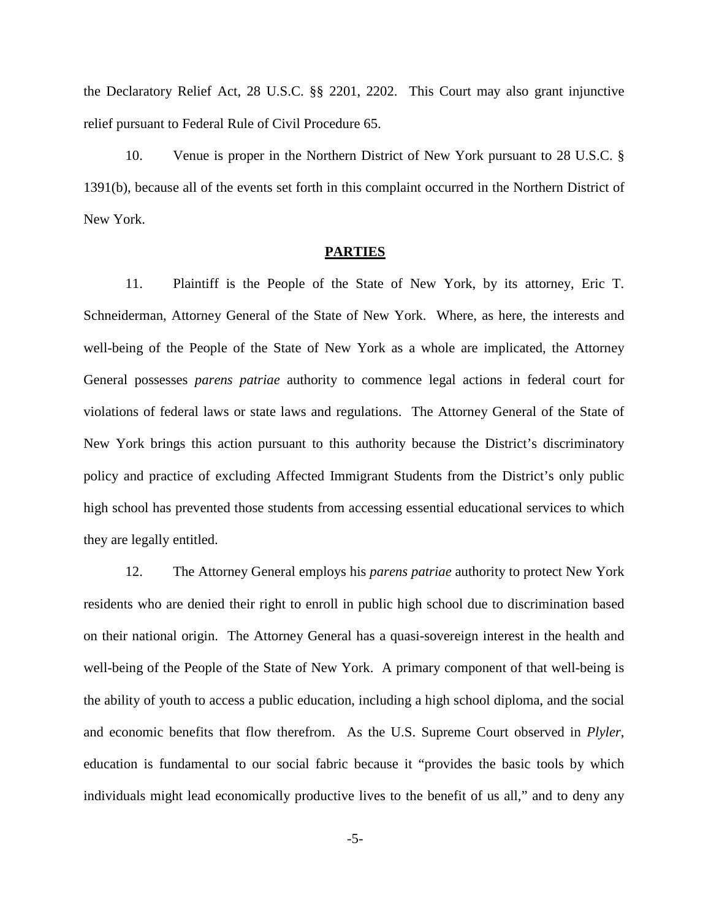the Declaratory Relief Act, 28 U.S.C. §§ 2201, 2202. This Court may also grant injunctive relief pursuant to Federal Rule of Civil Procedure 65.

10. Venue is proper in the Northern District of New York pursuant to 28 U.S.C. § 1391(b), because all of the events set forth in this complaint occurred in the Northern District of New York.

## **PARTIES**

11. Plaintiff is the People of the State of New York, by its attorney, Eric T. Schneiderman, Attorney General of the State of New York. Where, as here, the interests and well-being of the People of the State of New York as a whole are implicated, the Attorney General possesses *parens patriae* authority to commence legal actions in federal court for violations of federal laws or state laws and regulations. The Attorney General of the State of New York brings this action pursuant to this authority because the District's discriminatory policy and practice of excluding Affected Immigrant Students from the District's only public high school has prevented those students from accessing essential educational services to which they are legally entitled.

12. The Attorney General employs his *parens patriae* authority to protect New York residents who are denied their right to enroll in public high school due to discrimination based on their national origin. The Attorney General has a quasi-sovereign interest in the health and well-being of the People of the State of New York. A primary component of that well-being is the ability of youth to access a public education, including a high school diploma, and the social and economic benefits that flow therefrom. As the U.S. Supreme Court observed in *Plyler*, education is fundamental to our social fabric because it "provides the basic tools by which individuals might lead economically productive lives to the benefit of us all," and to deny any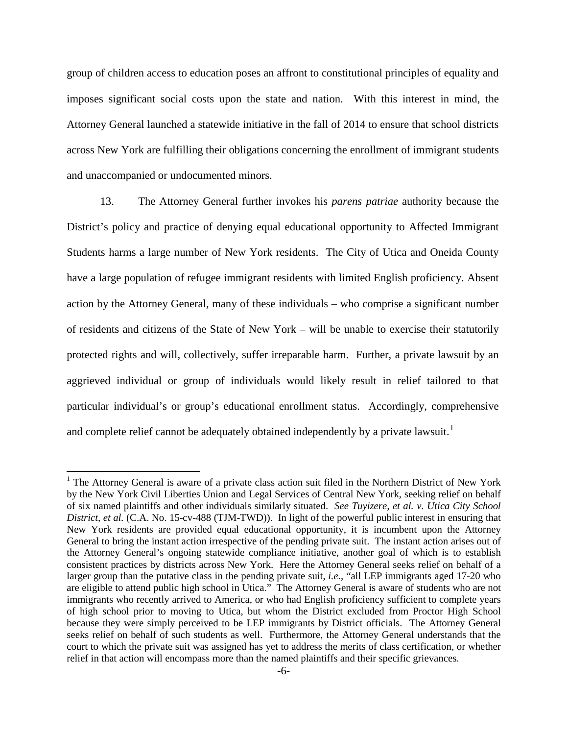group of children access to education poses an affront to constitutional principles of equality and imposes significant social costs upon the state and nation. With this interest in mind, the Attorney General launched a statewide initiative in the fall of 2014 to ensure that school districts across New York are fulfilling their obligations concerning the enrollment of immigrant students and unaccompanied or undocumented minors.

13. The Attorney General further invokes his *parens patriae* authority because the District's policy and practice of denying equal educational opportunity to Affected Immigrant Students harms a large number of New York residents. The City of Utica and Oneida County have a large population of refugee immigrant residents with limited English proficiency. Absent action by the Attorney General, many of these individuals – who comprise a significant number of residents and citizens of the State of New York – will be unable to exercise their statutorily protected rights and will, collectively, suffer irreparable harm. Further, a private lawsuit by an aggrieved individual or group of individuals would likely result in relief tailored to that particular individual's or group's educational enrollment status. Accordingly, comprehensive and complete relief cannot be adequately obtained independently by a private lawsuit.[1]

---

[1] The Attorney General is aware of a private class action suit filed in the Northern District of New York by the New York Civil Liberties Union and Legal Services of Central New York, seeking relief on behalf of six named plaintiffs and other individuals similarly situated. *See Tuyizere, et al. v. Utica City School District, et al.* (C.A. No. 15-cv-488 (TJM-TWD)). In light of the powerful public interest in ensuring that New York residents are provided equal educational opportunity, it is incumbent upon the Attorney General to bring the instant action irrespective of the pending private suit. The instant action arises out of the Attorney General's ongoing statewide compliance initiative, another goal of which is to establish consistent practices by districts across New York. Here the Attorney General seeks relief on behalf of a larger group than the putative class in the pending private suit, *i.e.*, "all LEP immigrants aged 17-20 who are eligible to attend public high school in Utica." The Attorney General is aware of students who are not immigrants who recently arrived to America, or who had English proficiency sufficient to complete years of high school prior to moving to Utica, but whom the District excluded from Proctor High School because they were simply perceived to be LEP immigrants by District officials. The Attorney General seeks relief on behalf of such students as well. Furthermore, the Attorney General understands that the court to which the private suit was assigned has yet to address the merits of class certification, or whether relief in that action will encompass more than the named plaintiffs and their specific grievances.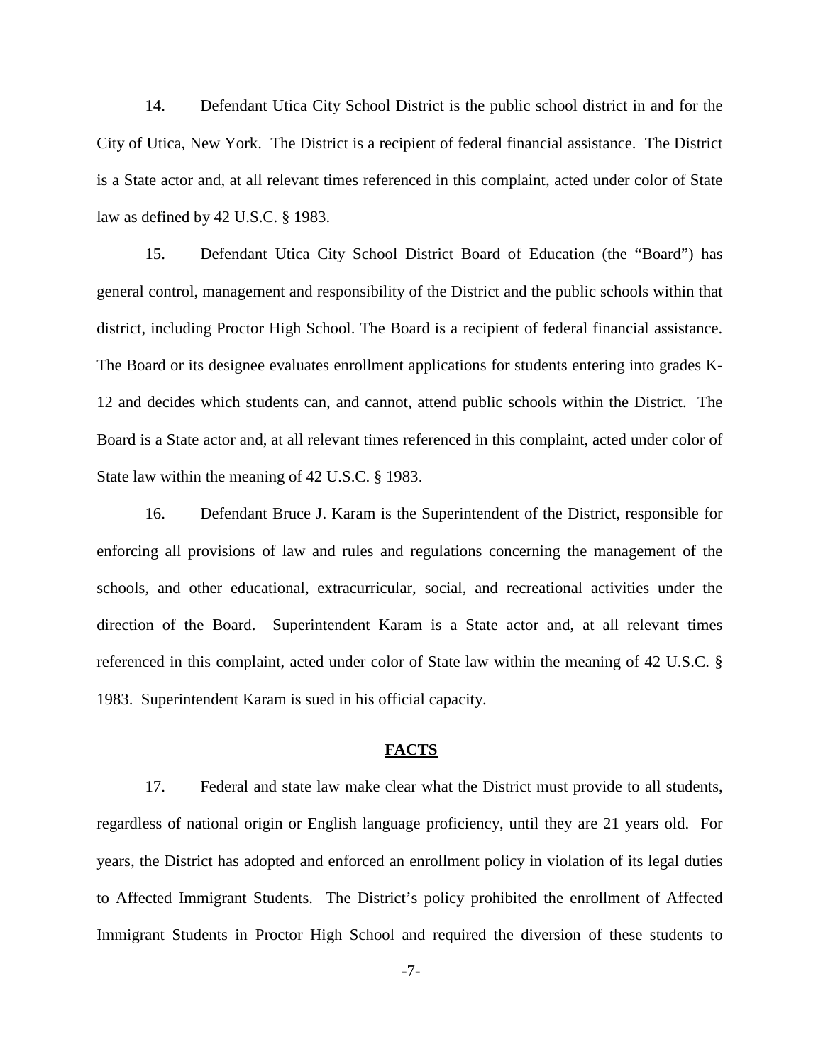14. Defendant Utica City School District is the public school district in and for the City of Utica, New York. The District is a recipient of federal financial assistance. The District is a State actor and, at all relevant times referenced in this complaint, acted under color of State law as defined by 42 U.S.C. § 1983.

15. Defendant Utica City School District Board of Education (the "Board") has general control, management and responsibility of the District and the public schools within that district, including Proctor High School. The Board is a recipient of federal financial assistance. The Board or its designee evaluates enrollment applications for students entering into grades K-12 and decides which students can, and cannot, attend public schools within the District. The Board is a State actor and, at all relevant times referenced in this complaint, acted under color of State law within the meaning of 42 U.S.C. § 1983.

16. Defendant Bruce J. Karam is the Superintendent of the District, responsible for enforcing all provisions of law and rules and regulations concerning the management of the schools, and other educational, extracurricular, social, and recreational activities under the direction of the Board. Superintendent Karam is a State actor and, at all relevant times referenced in this complaint, acted under color of State law within the meaning of 42 U.S.C. § 1983. Superintendent Karam is sued in his official capacity.

## **FACTS**

17. Federal and state law make clear what the District must provide to all students, regardless of national origin or English language proficiency, until they are 21 years old. For years, the District has adopted and enforced an enrollment policy in violation of its legal duties to Affected Immigrant Students. The District's policy prohibited the enrollment of Affected Immigrant Students in Proctor High School and required the diversion of these students to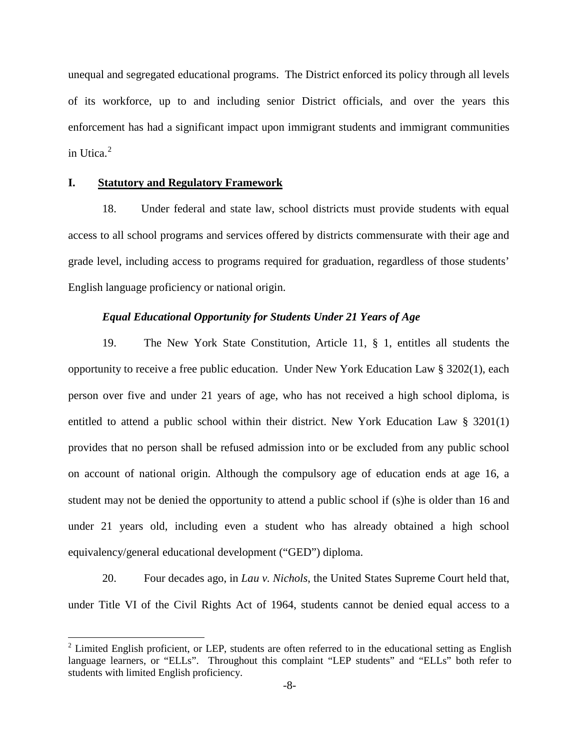unequal and segregated educational programs. The District enforced its policy through all levels of its workforce, up to and including senior District officials, and over the years this enforcement has had a significant impact upon immigrant students and immigrant communities in Utica.[2]

## I. Statutory and Regulatory Framework

18. Under federal and state law, school districts must provide students with equal access to all school programs and services offered by districts commensurate with their age and grade level, including access to programs required for graduation, regardless of those students' English language proficiency or national origin.

### *Equal Educational Opportunity for Students Under 21 Years of Age*

19. The New York State Constitution, Article 11, § 1, entitles all students the opportunity to receive a free public education. Under New York Education Law § 3202(1), each person over five and under 21 years of age, who has not received a high school diploma, is entitled to attend a public school within their district. New York Education Law § 3201(1) provides that no person shall be refused admission into or be excluded from any public school on account of national origin. Although the compulsory age of education ends at age 16, a student may not be denied the opportunity to attend a public school if (s)he is older than 16 and under 21 years old, including even a student who has already obtained a high school equivalency/general educational development ("GED") diploma.

20. Four decades ago, in *Lau v. Nichols*, the United States Supreme Court held that, under Title VI of the Civil Rights Act of 1964, students cannot be denied equal access to a

---

[2] Limited English proficient, or LEP, students are often referred to in the educational setting as English language learners, or "ELLs". Throughout this complaint "LEP students" and "ELLs" both refer to students with limited English proficiency.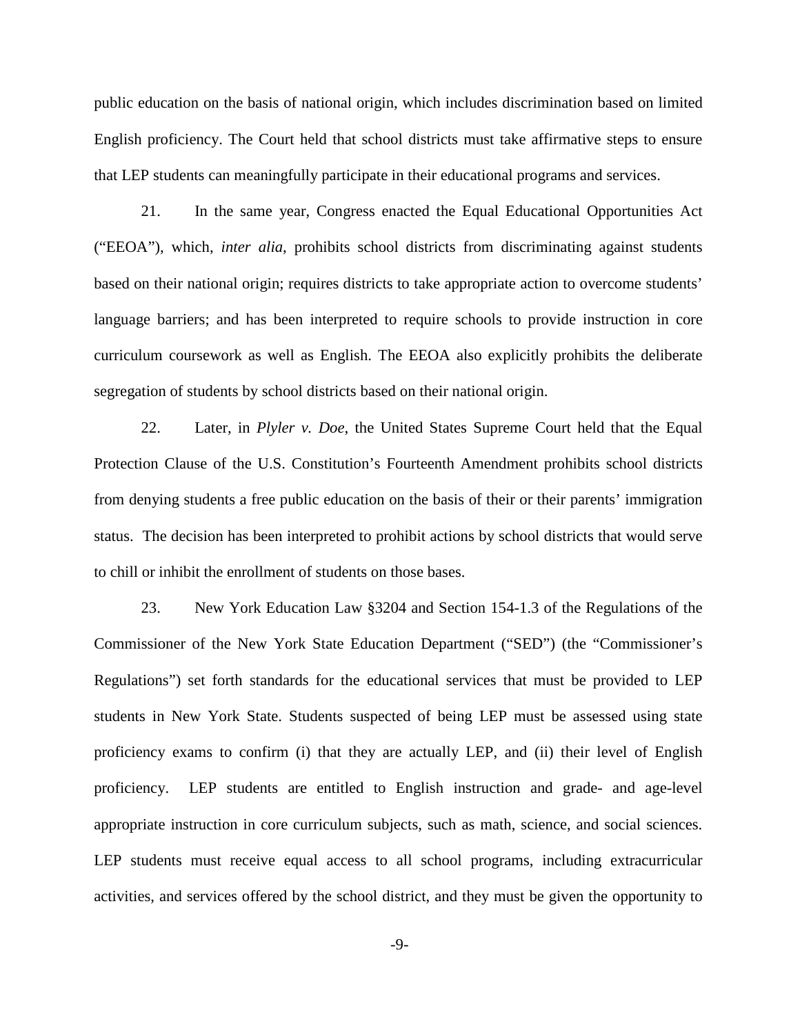public education on the basis of national origin, which includes discrimination based on limited English proficiency. The Court held that school districts must take affirmative steps to ensure that LEP students can meaningfully participate in their educational programs and services.

21. In the same year, Congress enacted the Equal Educational Opportunities Act ("EEOA"), which, *inter alia*, prohibits school districts from discriminating against students based on their national origin; requires districts to take appropriate action to overcome students' language barriers; and has been interpreted to require schools to provide instruction in core curriculum coursework as well as English. The EEOA also explicitly prohibits the deliberate segregation of students by school districts based on their national origin.

22. Later, in *Plyler v. Doe*, the United States Supreme Court held that the Equal Protection Clause of the U.S. Constitution's Fourteenth Amendment prohibits school districts from denying students a free public education on the basis of their or their parents' immigration status. The decision has been interpreted to prohibit actions by school districts that would serve to chill or inhibit the enrollment of students on those bases.

23. New York Education Law §3204 and Section 154-1.3 of the Regulations of the Commissioner of the New York State Education Department ("SED") (the "Commissioner's Regulations") set forth standards for the educational services that must be provided to LEP students in New York State. Students suspected of being LEP must be assessed using state proficiency exams to confirm (i) that they are actually LEP, and (ii) their level of English proficiency. LEP students are entitled to English instruction and grade- and age-level appropriate instruction in core curriculum subjects, such as math, science, and social sciences. LEP students must receive equal access to all school programs, including extracurricular activities, and services offered by the school district, and they must be given the opportunity to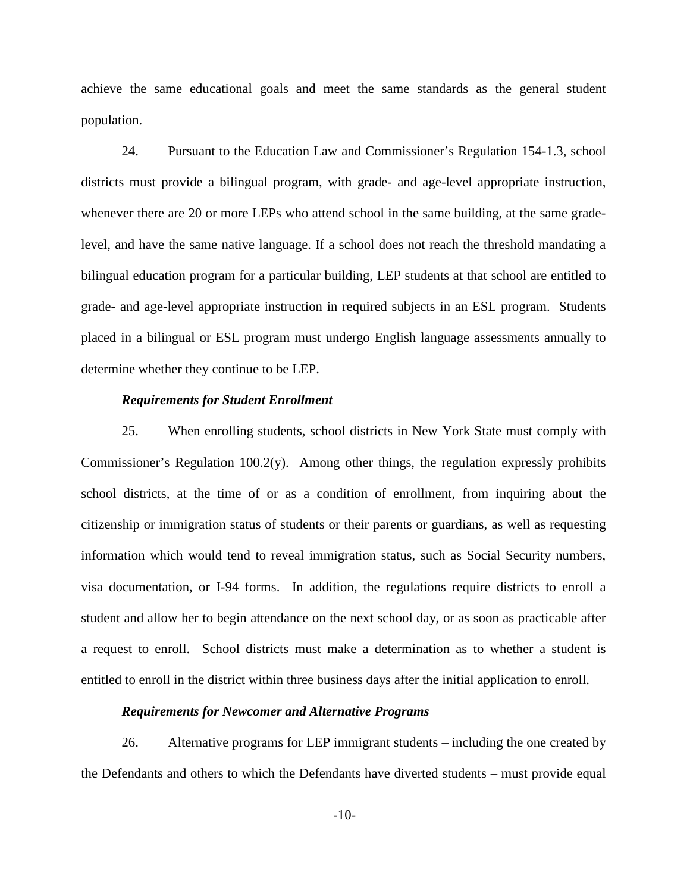achieve the same educational goals and meet the same standards as the general student population.

24. Pursuant to the Education Law and Commissioner's Regulation 154-1.3, school districts must provide a bilingual program, with grade- and age-level appropriate instruction, whenever there are 20 or more LEPs who attend school in the same building, at the same grade-level, and have the same native language. If a school does not reach the threshold mandating a bilingual education program for a particular building, LEP students at that school are entitled to grade- and age-level appropriate instruction in required subjects in an ESL program. Students placed in a bilingual or ESL program must undergo English language assessments annually to determine whether they continue to be LEP.

***Requirements for Student Enrollment***

25. When enrolling students, school districts in New York State must comply with Commissioner's Regulation 100.2(y). Among other things, the regulation expressly prohibits school districts, at the time of or as a condition of enrollment, from inquiring about the citizenship or immigration status of students or their parents or guardians, as well as requesting information which would tend to reveal immigration status, such as Social Security numbers, visa documentation, or I-94 forms. In addition, the regulations require districts to enroll a student and allow her to begin attendance on the next school day, or as soon as practicable after a request to enroll. School districts must make a determination as to whether a student is entitled to enroll in the district within three business days after the initial application to enroll.

***Requirements for Newcomer and Alternative Programs***

26. Alternative programs for LEP immigrant students – including the one created by the Defendants and others to which the Defendants have diverted students – must provide equal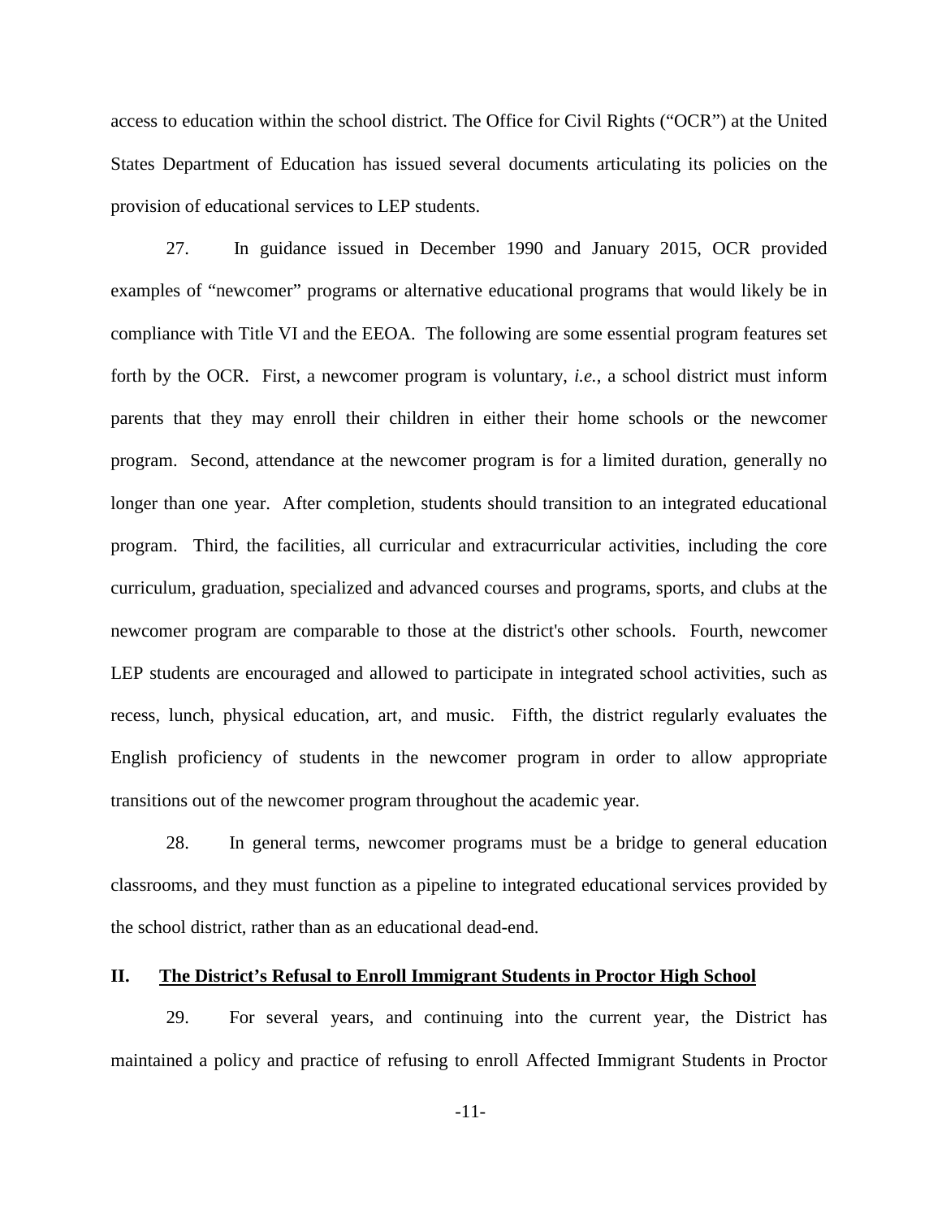access to education within the school district. The Office for Civil Rights ("OCR") at the United States Department of Education has issued several documents articulating its policies on the provision of educational services to LEP students.

27. In guidance issued in December 1990 and January 2015, OCR provided examples of "newcomer" programs or alternative educational programs that would likely be in compliance with Title VI and the EEOA. The following are some essential program features set forth by the OCR. First, a newcomer program is voluntary, *i.e.*, a school district must inform parents that they may enroll their children in either their home schools or the newcomer program. Second, attendance at the newcomer program is for a limited duration, generally no longer than one year. After completion, students should transition to an integrated educational program. Third, the facilities, all curricular and extracurricular activities, including the core curriculum, graduation, specialized and advanced courses and programs, sports, and clubs at the newcomer program are comparable to those at the district's other schools. Fourth, newcomer LEP students are encouraged and allowed to participate in integrated school activities, such as recess, lunch, physical education, art, and music. Fifth, the district regularly evaluates the English proficiency of students in the newcomer program in order to allow appropriate transitions out of the newcomer program throughout the academic year.

28. In general terms, newcomer programs must be a bridge to general education classrooms, and they must function as a pipeline to integrated educational services provided by the school district, rather than as an educational dead-end.

## II. The District's Refusal to Enroll Immigrant Students in Proctor High School

29. For several years, and continuing into the current year, the District has maintained a policy and practice of refusing to enroll Affected Immigrant Students in Proctor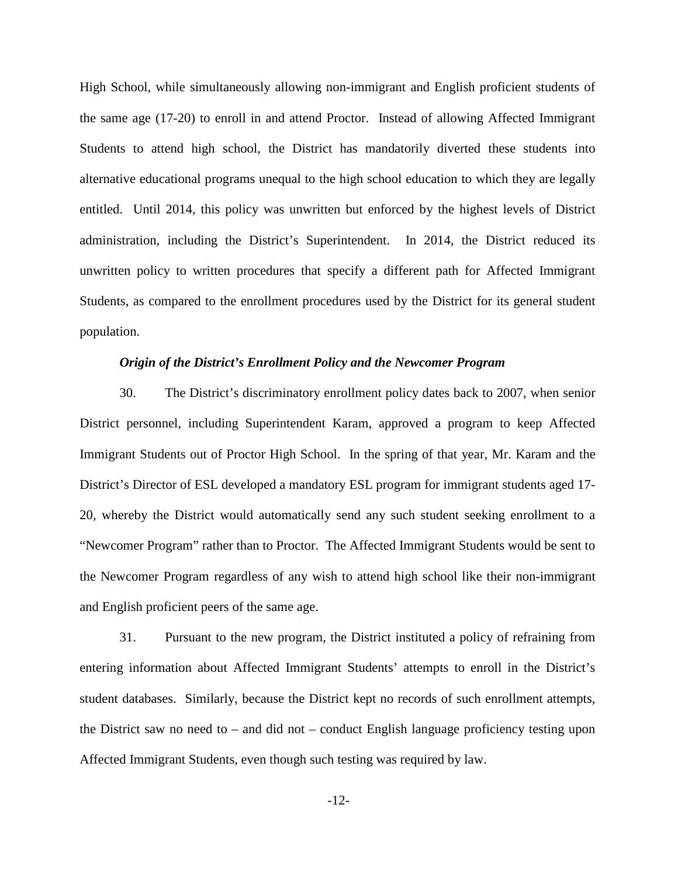High School, while simultaneously allowing non-immigrant and English proficient students of the same age (17-20) to enroll in and attend Proctor. Instead of allowing Affected Immigrant Students to attend high school, the District has mandatorily diverted these students into alternative educational programs unequal to the high school education to which they are legally entitled. Until 2014, this policy was unwritten but enforced by the highest levels of District administration, including the District's Superintendent. In 2014, the District reduced its unwritten policy to written procedures that specify a different path for Affected Immigrant Students, as compared to the enrollment procedures used by the District for its general student population.

***Origin of the District's Enrollment Policy and the Newcomer Program***

30. The District's discriminatory enrollment policy dates back to 2007, when senior District personnel, including Superintendent Karam, approved a program to keep Affected Immigrant Students out of Proctor High School. In the spring of that year, Mr. Karam and the District's Director of ESL developed a mandatory ESL program for immigrant students aged 17-20, whereby the District would automatically send any such student seeking enrollment to a "Newcomer Program" rather than to Proctor. The Affected Immigrant Students would be sent to the Newcomer Program regardless of any wish to attend high school like their non-immigrant and English proficient peers of the same age.

31. Pursuant to the new program, the District instituted a policy of refraining from entering information about Affected Immigrant Students' attempts to enroll in the District's student databases. Similarly, because the District kept no records of such enrollment attempts, the District saw no need to – and did not – conduct English language proficiency testing upon Affected Immigrant Students, even though such testing was required by law.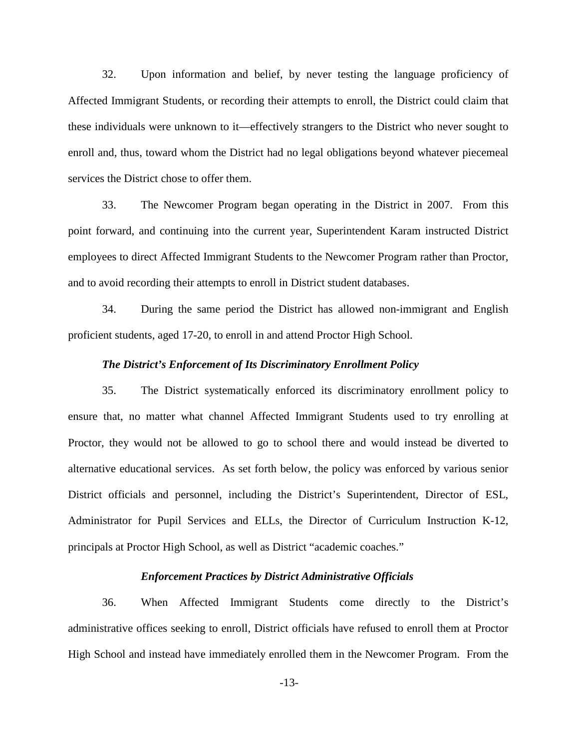32. Upon information and belief, by never testing the language proficiency of Affected Immigrant Students, or recording their attempts to enroll, the District could claim that these individuals were unknown to it—effectively strangers to the District who never sought to enroll and, thus, toward whom the District had no legal obligations beyond whatever piecemeal services the District chose to offer them.

33. The Newcomer Program began operating in the District in 2007. From this point forward, and continuing into the current year, Superintendent Karam instructed District employees to direct Affected Immigrant Students to the Newcomer Program rather than Proctor, and to avoid recording their attempts to enroll in District student databases.

34. During the same period the District has allowed non-immigrant and English proficient students, aged 17-20, to enroll in and attend Proctor High School.

### *The District's Enforcement of Its Discriminatory Enrollment Policy*

35. The District systematically enforced its discriminatory enrollment policy to ensure that, no matter what channel Affected Immigrant Students used to try enrolling at Proctor, they would not be allowed to go to school there and would instead be diverted to alternative educational services. As set forth below, the policy was enforced by various senior District officials and personnel, including the District's Superintendent, Director of ESL, Administrator for Pupil Services and ELLs, the Director of Curriculum Instruction K-12, principals at Proctor High School, as well as District "academic coaches."

### *Enforcement Practices by District Administrative Officials*

36. When Affected Immigrant Students come directly to the District's administrative offices seeking to enroll, District officials have refused to enroll them at Proctor High School and instead have immediately enrolled them in the Newcomer Program. From the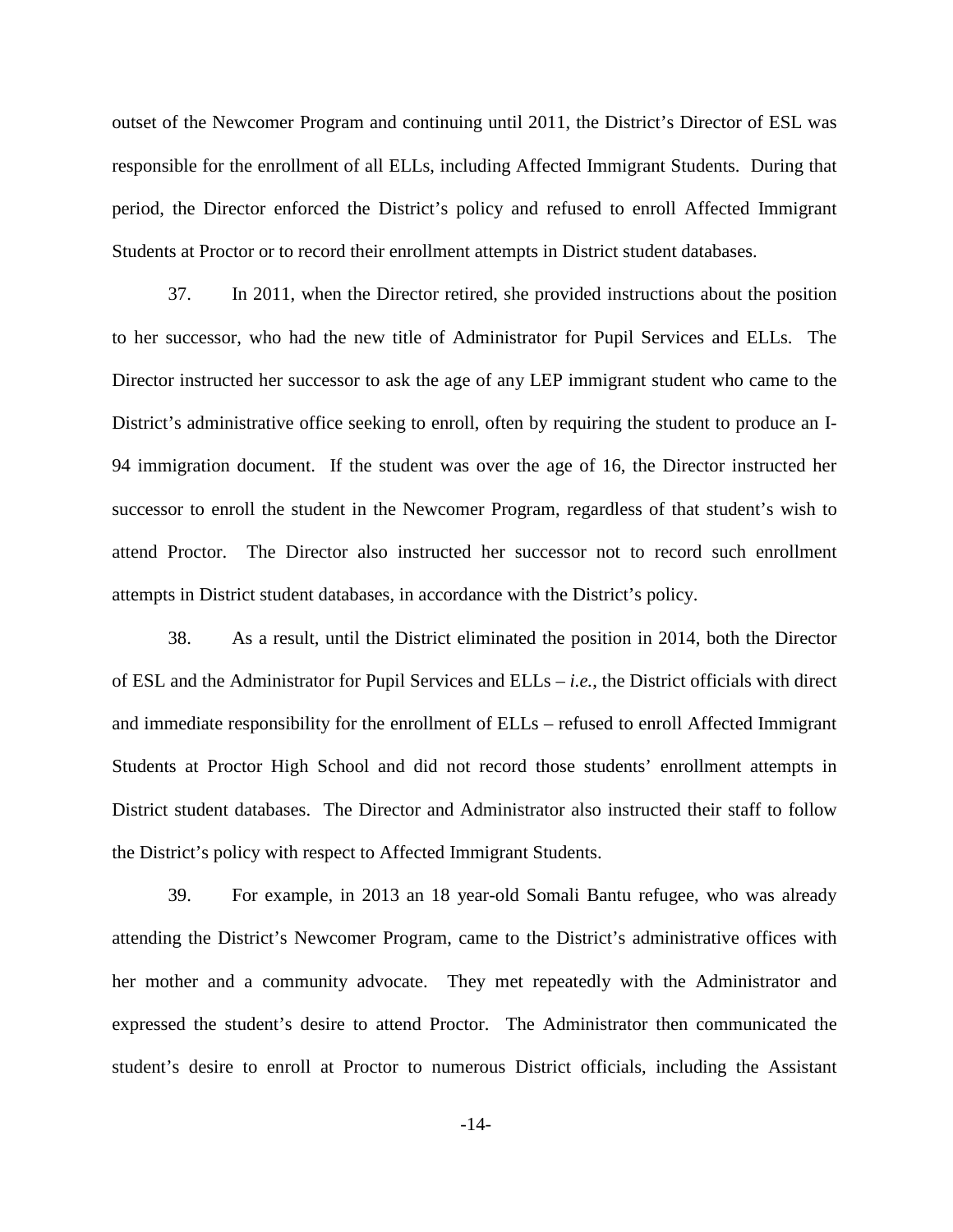outset of the Newcomer Program and continuing until 2011, the District's Director of ESL was responsible for the enrollment of all ELLs, including Affected Immigrant Students. During that period, the Director enforced the District's policy and refused to enroll Affected Immigrant Students at Proctor or to record their enrollment attempts in District student databases.

37. In 2011, when the Director retired, she provided instructions about the position to her successor, who had the new title of Administrator for Pupil Services and ELLs. The Director instructed her successor to ask the age of any LEP immigrant student who came to the District's administrative office seeking to enroll, often by requiring the student to produce an I-94 immigration document. If the student was over the age of 16, the Director instructed her successor to enroll the student in the Newcomer Program, regardless of that student's wish to attend Proctor. The Director also instructed her successor not to record such enrollment attempts in District student databases, in accordance with the District's policy.

38. As a result, until the District eliminated the position in 2014, both the Director of ESL and the Administrator for Pupil Services and ELLs – *i.e.*, the District officials with direct and immediate responsibility for the enrollment of ELLs – refused to enroll Affected Immigrant Students at Proctor High School and did not record those students' enrollment attempts in District student databases. The Director and Administrator also instructed their staff to follow the District's policy with respect to Affected Immigrant Students.

39. For example, in 2013 an 18 year-old Somali Bantu refugee, who was already attending the District's Newcomer Program, came to the District's administrative offices with her mother and a community advocate. They met repeatedly with the Administrator and expressed the student's desire to attend Proctor. The Administrator then communicated the student's desire to enroll at Proctor to numerous District officials, including the Assistant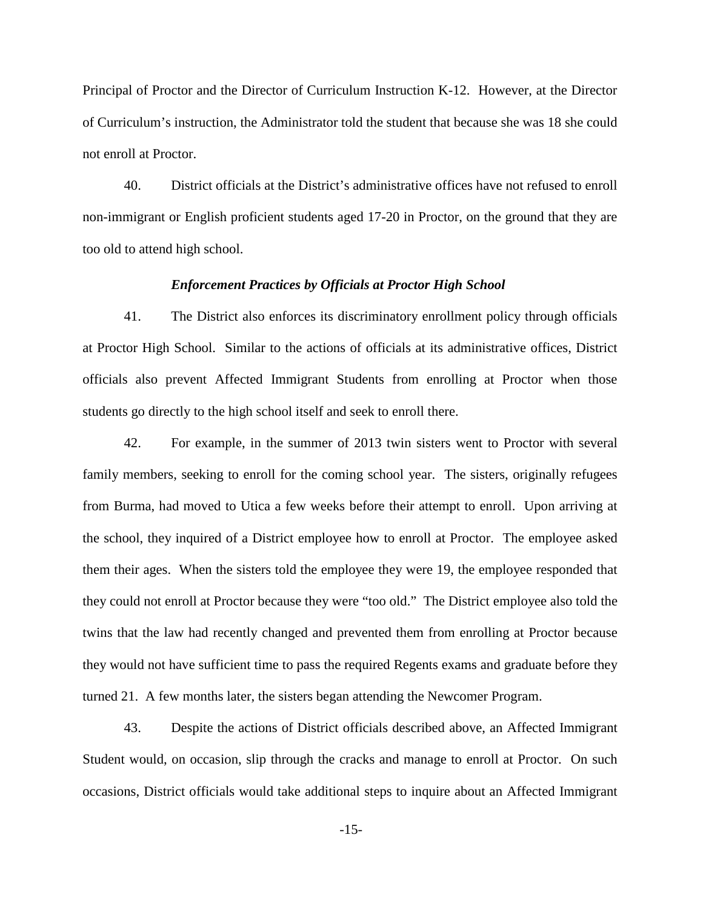Principal of Proctor and the Director of Curriculum Instruction K-12. However, at the Director of Curriculum's instruction, the Administrator told the student that because she was 18 she could not enroll at Proctor.

40. District officials at the District's administrative offices have not refused to enroll non-immigrant or English proficient students aged 17-20 in Proctor, on the ground that they are too old to attend high school.

### *Enforcement Practices by Officials at Proctor High School*

41. The District also enforces its discriminatory enrollment policy through officials at Proctor High School. Similar to the actions of officials at its administrative offices, District officials also prevent Affected Immigrant Students from enrolling at Proctor when those students go directly to the high school itself and seek to enroll there.

42. For example, in the summer of 2013 twin sisters went to Proctor with several family members, seeking to enroll for the coming school year. The sisters, originally refugees from Burma, had moved to Utica a few weeks before their attempt to enroll. Upon arriving at the school, they inquired of a District employee how to enroll at Proctor. The employee asked them their ages. When the sisters told the employee they were 19, the employee responded that they could not enroll at Proctor because they were "too old." The District employee also told the twins that the law had recently changed and prevented them from enrolling at Proctor because they would not have sufficient time to pass the required Regents exams and graduate before they turned 21. A few months later, the sisters began attending the Newcomer Program.

43. Despite the actions of District officials described above, an Affected Immigrant Student would, on occasion, slip through the cracks and manage to enroll at Proctor. On such occasions, District officials would take additional steps to inquire about an Affected Immigrant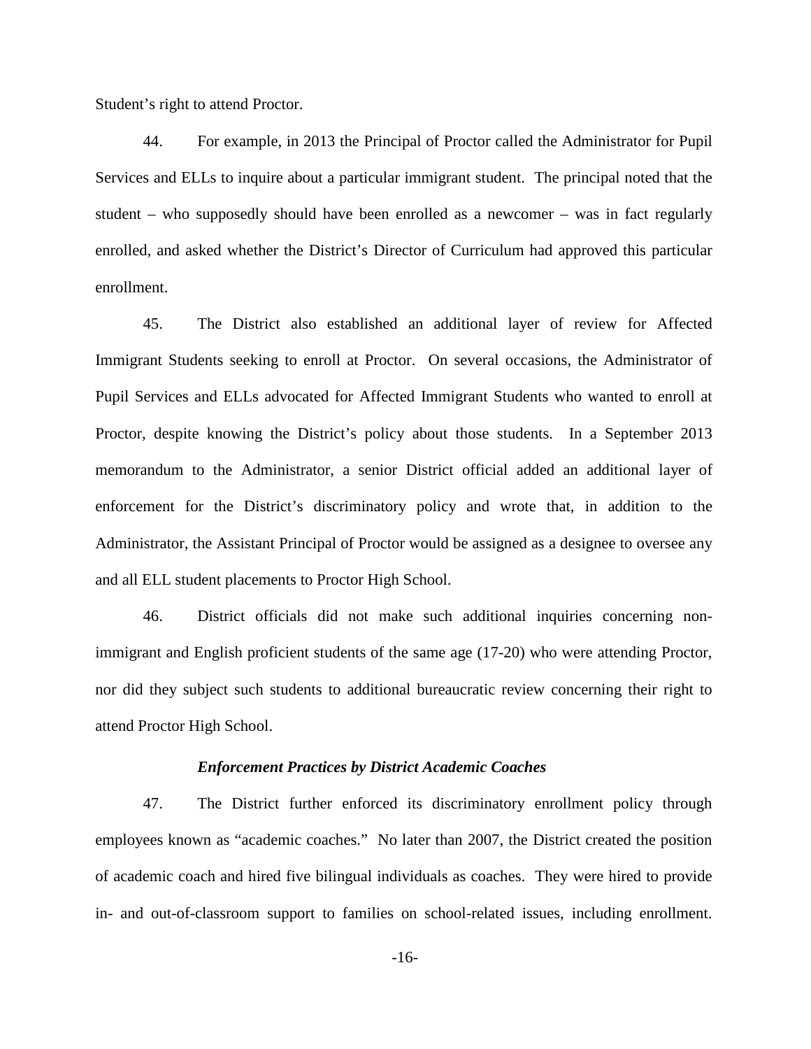Student's right to attend Proctor.

44. For example, in 2013 the Principal of Proctor called the Administrator for Pupil Services and ELLs to inquire about a particular immigrant student. The principal noted that the student – who supposedly should have been enrolled as a newcomer – was in fact regularly enrolled, and asked whether the District's Director of Curriculum had approved this particular enrollment.

45. The District also established an additional layer of review for Affected Immigrant Students seeking to enroll at Proctor. On several occasions, the Administrator of Pupil Services and ELLs advocated for Affected Immigrant Students who wanted to enroll at Proctor, despite knowing the District's policy about those students. In a September 2013 memorandum to the Administrator, a senior District official added an additional layer of enforcement for the District's discriminatory policy and wrote that, in addition to the Administrator, the Assistant Principal of Proctor would be assigned as a designee to oversee any and all ELL student placements to Proctor High School.

46. District officials did not make such additional inquiries concerning non-immigrant and English proficient students of the same age (17-20) who were attending Proctor, nor did they subject such students to additional bureaucratic review concerning their right to attend Proctor High School.

### *Enforcement Practices by District Academic Coaches*

47. The District further enforced its discriminatory enrollment policy through employees known as "academic coaches." No later than 2007, the District created the position of academic coach and hired five bilingual individuals as coaches. They were hired to provide in- and out-of-classroom support to families on school-related issues, including enrollment.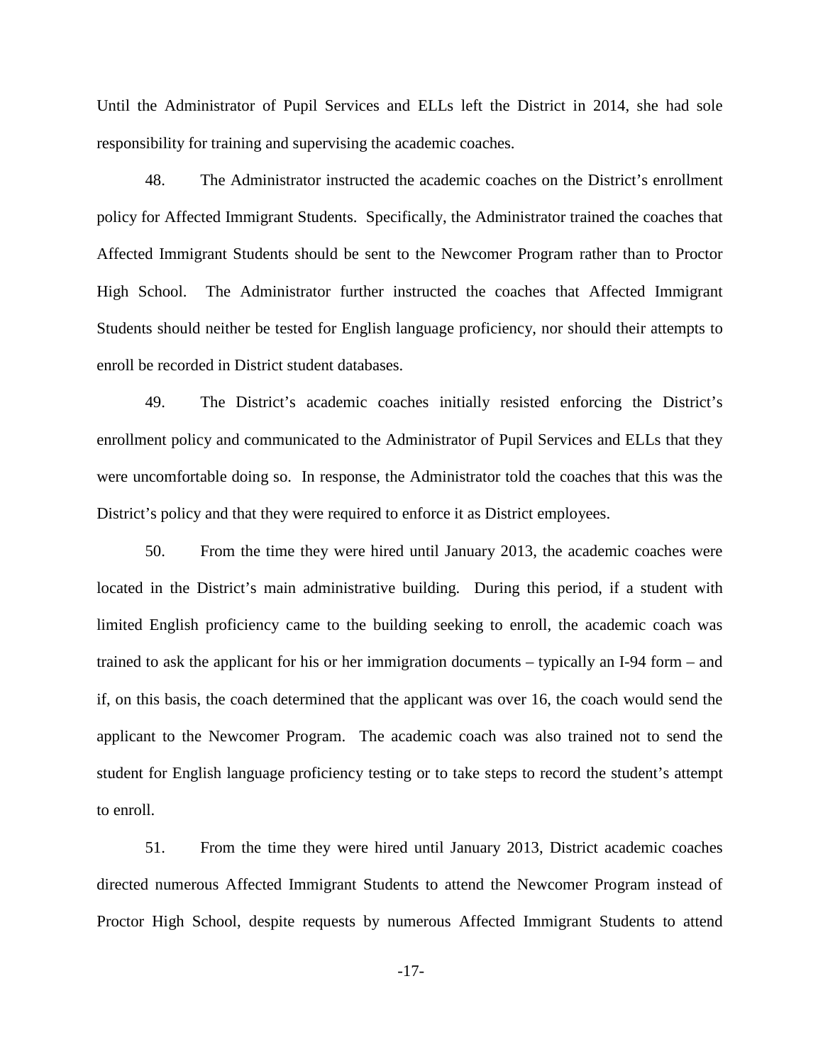Until the Administrator of Pupil Services and ELLs left the District in 2014, she had sole responsibility for training and supervising the academic coaches.

48. The Administrator instructed the academic coaches on the District's enrollment policy for Affected Immigrant Students. Specifically, the Administrator trained the coaches that Affected Immigrant Students should be sent to the Newcomer Program rather than to Proctor High School. The Administrator further instructed the coaches that Affected Immigrant Students should neither be tested for English language proficiency, nor should their attempts to enroll be recorded in District student databases.

49. The District's academic coaches initially resisted enforcing the District's enrollment policy and communicated to the Administrator of Pupil Services and ELLs that they were uncomfortable doing so. In response, the Administrator told the coaches that this was the District's policy and that they were required to enforce it as District employees.

50. From the time they were hired until January 2013, the academic coaches were located in the District's main administrative building. During this period, if a student with limited English proficiency came to the building seeking to enroll, the academic coach was trained to ask the applicant for his or her immigration documents – typically an I-94 form – and if, on this basis, the coach determined that the applicant was over 16, the coach would send the applicant to the Newcomer Program. The academic coach was also trained not to send the student for English language proficiency testing or to take steps to record the student's attempt to enroll.

51. From the time they were hired until January 2013, District academic coaches directed numerous Affected Immigrant Students to attend the Newcomer Program instead of Proctor High School, despite requests by numerous Affected Immigrant Students to attend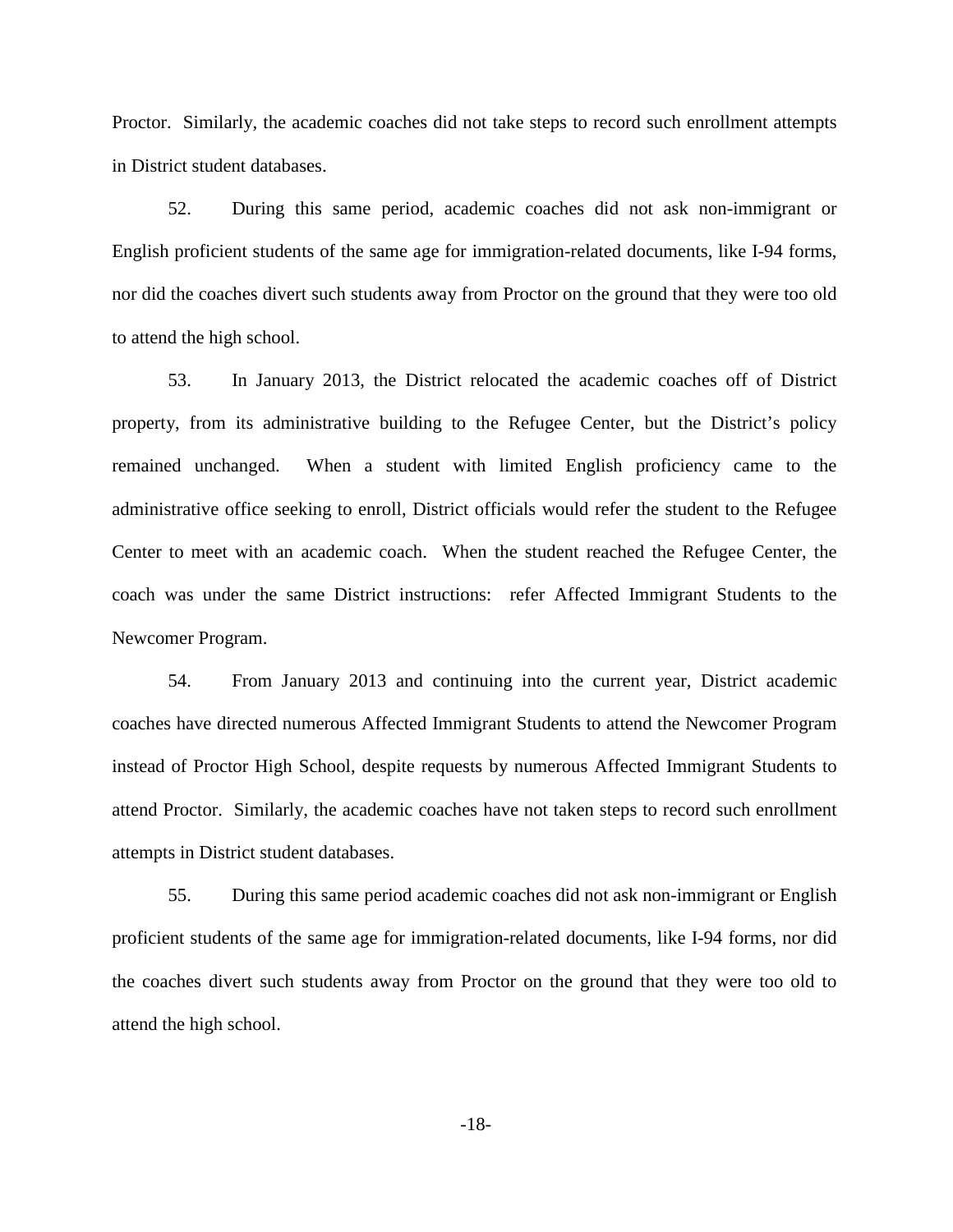Proctor. Similarly, the academic coaches did not take steps to record such enrollment attempts in District student databases.

52. During this same period, academic coaches did not ask non-immigrant or English proficient students of the same age for immigration-related documents, like I-94 forms, nor did the coaches divert such students away from Proctor on the ground that they were too old to attend the high school.

53. In January 2013, the District relocated the academic coaches off of District property, from its administrative building to the Refugee Center, but the District's policy remained unchanged. When a student with limited English proficiency came to the administrative office seeking to enroll, District officials would refer the student to the Refugee Center to meet with an academic coach. When the student reached the Refugee Center, the coach was under the same District instructions: refer Affected Immigrant Students to the Newcomer Program.

54. From January 2013 and continuing into the current year, District academic coaches have directed numerous Affected Immigrant Students to attend the Newcomer Program instead of Proctor High School, despite requests by numerous Affected Immigrant Students to attend Proctor. Similarly, the academic coaches have not taken steps to record such enrollment attempts in District student databases.

55. During this same period academic coaches did not ask non-immigrant or English proficient students of the same age for immigration-related documents, like I-94 forms, nor did the coaches divert such students away from Proctor on the ground that they were too old to attend the high school.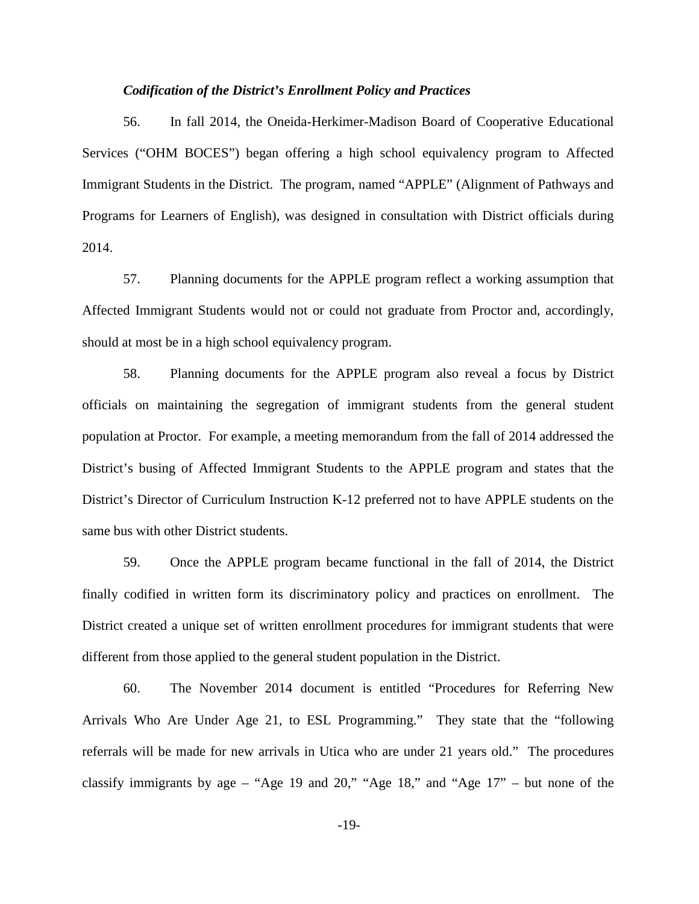### *Codification of the District's Enrollment Policy and Practices*

56. In fall 2014, the Oneida-Herkimer-Madison Board of Cooperative Educational Services ("OHM BOCES") began offering a high school equivalency program to Affected Immigrant Students in the District. The program, named "APPLE" (Alignment of Pathways and Programs for Learners of English), was designed in consultation with District officials during 2014.

57. Planning documents for the APPLE program reflect a working assumption that Affected Immigrant Students would not or could not graduate from Proctor and, accordingly, should at most be in a high school equivalency program.

58. Planning documents for the APPLE program also reveal a focus by District officials on maintaining the segregation of immigrant students from the general student population at Proctor. For example, a meeting memorandum from the fall of 2014 addressed the District's busing of Affected Immigrant Students to the APPLE program and states that the District's Director of Curriculum Instruction K-12 preferred not to have APPLE students on the same bus with other District students.

59. Once the APPLE program became functional in the fall of 2014, the District finally codified in written form its discriminatory policy and practices on enrollment. The District created a unique set of written enrollment procedures for immigrant students that were different from those applied to the general student population in the District.

60. The November 2014 document is entitled "Procedures for Referring New Arrivals Who Are Under Age 21, to ESL Programming." They state that the "following referrals will be made for new arrivals in Utica who are under 21 years old." The procedures classify immigrants by age – "Age 19 and 20," "Age 18," and "Age 17" – but none of the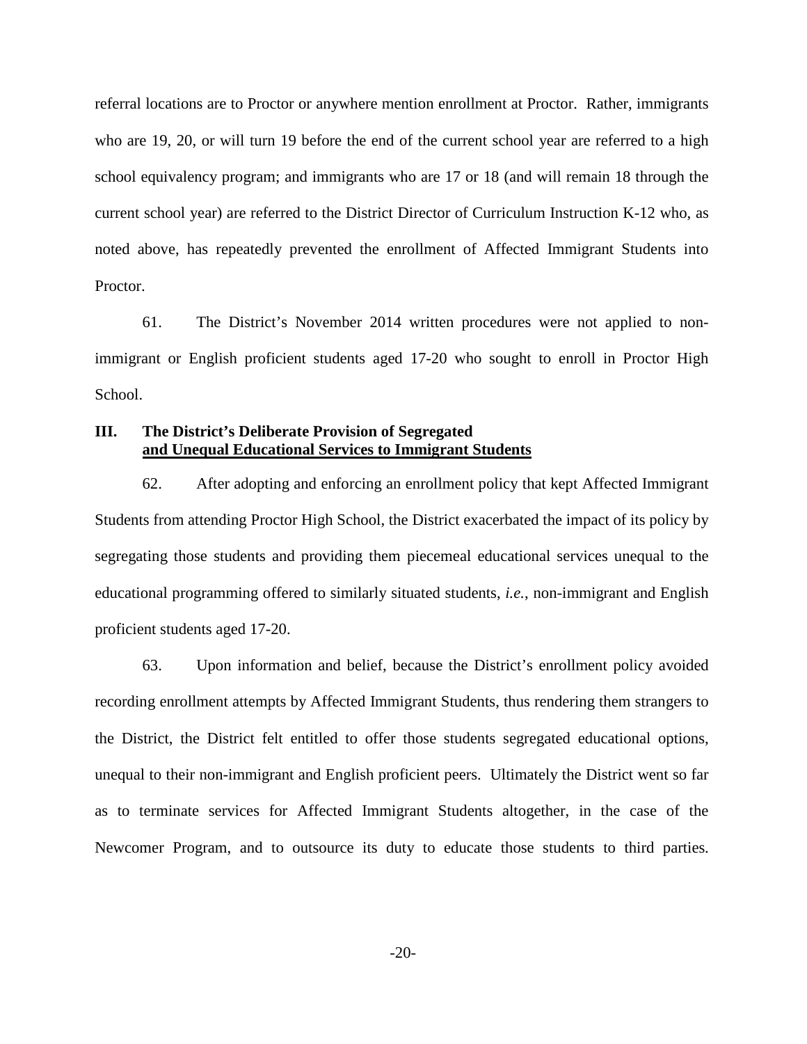referral locations are to Proctor or anywhere mention enrollment at Proctor. Rather, immigrants who are 19, 20, or will turn 19 before the end of the current school year are referred to a high school equivalency program; and immigrants who are 17 or 18 (and will remain 18 through the current school year) are referred to the District Director of Curriculum Instruction K-12 who, as noted above, has repeatedly prevented the enrollment of Affected Immigrant Students into Proctor.

61. The District's November 2014 written procedures were not applied to non-immigrant or English proficient students aged 17-20 who sought to enroll in Proctor High School.

### III. The District's Deliberate Provision of Segregated and Unequal Educational Services to Immigrant Students

62. After adopting and enforcing an enrollment policy that kept Affected Immigrant Students from attending Proctor High School, the District exacerbated the impact of its policy by segregating those students and providing them piecemeal educational services unequal to the educational programming offered to similarly situated students, *i.e.*, non-immigrant and English proficient students aged 17-20.

63. Upon information and belief, because the District's enrollment policy avoided recording enrollment attempts by Affected Immigrant Students, thus rendering them strangers to the District, the District felt entitled to offer those students segregated educational options, unequal to their non-immigrant and English proficient peers. Ultimately the District went so far as to terminate services for Affected Immigrant Students altogether, in the case of the Newcomer Program, and to outsource its duty to educate those students to third parties.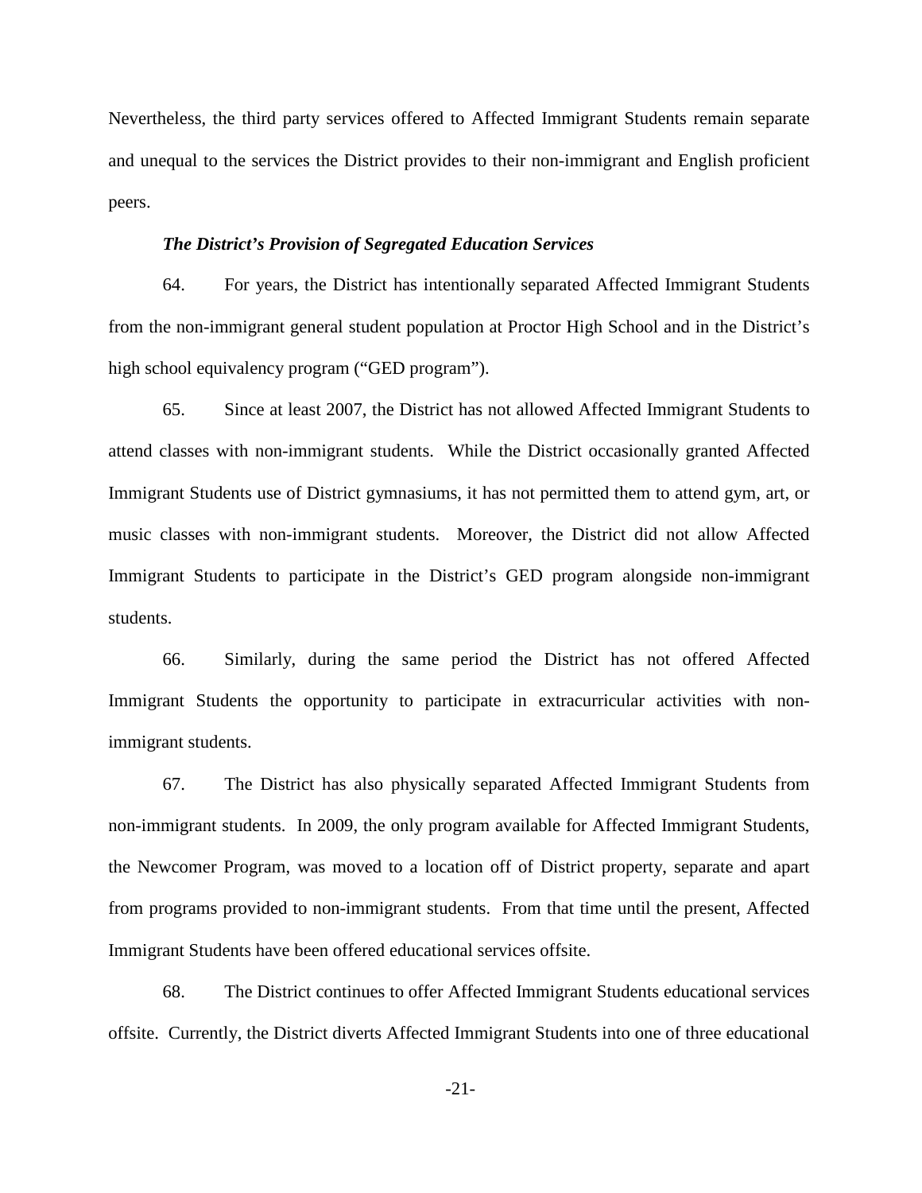Nevertheless, the third party services offered to Affected Immigrant Students remain separate and unequal to the services the District provides to their non-immigrant and English proficient peers.

### *The District's Provision of Segregated Education Services*

64. For years, the District has intentionally separated Affected Immigrant Students from the non-immigrant general student population at Proctor High School and in the District's high school equivalency program ("GED program").

65. Since at least 2007, the District has not allowed Affected Immigrant Students to attend classes with non-immigrant students. While the District occasionally granted Affected Immigrant Students use of District gymnasiums, it has not permitted them to attend gym, art, or music classes with non-immigrant students. Moreover, the District did not allow Affected Immigrant Students to participate in the District's GED program alongside non-immigrant students.

66. Similarly, during the same period the District has not offered Affected Immigrant Students the opportunity to participate in extracurricular activities with non-immigrant students.

67. The District has also physically separated Affected Immigrant Students from non-immigrant students. In 2009, the only program available for Affected Immigrant Students, the Newcomer Program, was moved to a location off of District property, separate and apart from programs provided to non-immigrant students. From that time until the present, Affected Immigrant Students have been offered educational services offsite.

68. The District continues to offer Affected Immigrant Students educational services offsite. Currently, the District diverts Affected Immigrant Students into one of three educational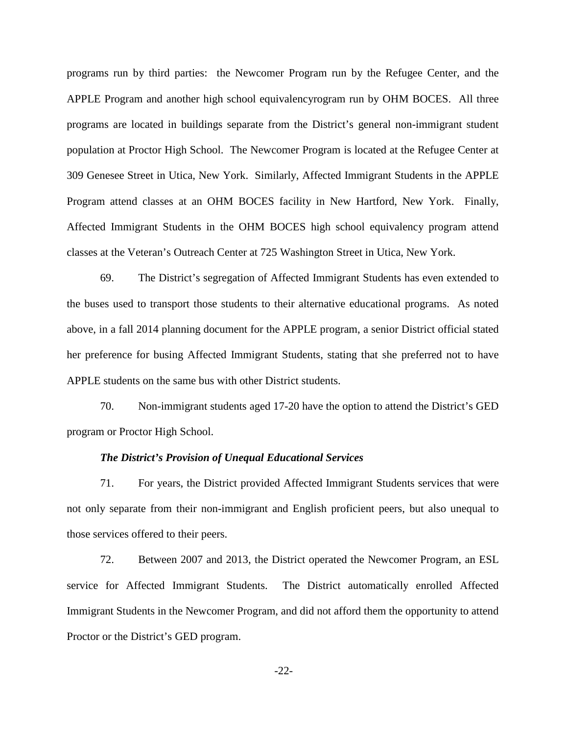programs run by third parties: the Newcomer Program run by the Refugee Center, and the APPLE Program and another high school equivalencyrogram run by OHM BOCES. All three programs are located in buildings separate from the District's general non-immigrant student population at Proctor High School. The Newcomer Program is located at the Refugee Center at 309 Genesee Street in Utica, New York. Similarly, Affected Immigrant Students in the APPLE Program attend classes at an OHM BOCES facility in New Hartford, New York. Finally, Affected Immigrant Students in the OHM BOCES high school equivalency program attend classes at the Veteran's Outreach Center at 725 Washington Street in Utica, New York.

69. The District's segregation of Affected Immigrant Students has even extended to the buses used to transport those students to their alternative educational programs. As noted above, in a fall 2014 planning document for the APPLE program, a senior District official stated her preference for busing Affected Immigrant Students, stating that she preferred not to have APPLE students on the same bus with other District students.

70. Non-immigrant students aged 17-20 have the option to attend the District's GED program or Proctor High School.

***The District's Provision of Unequal Educational Services***

71. For years, the District provided Affected Immigrant Students services that were not only separate from their non-immigrant and English proficient peers, but also unequal to those services offered to their peers.

72. Between 2007 and 2013, the District operated the Newcomer Program, an ESL service for Affected Immigrant Students. The District automatically enrolled Affected Immigrant Students in the Newcomer Program, and did not afford them the opportunity to attend Proctor or the District's GED program.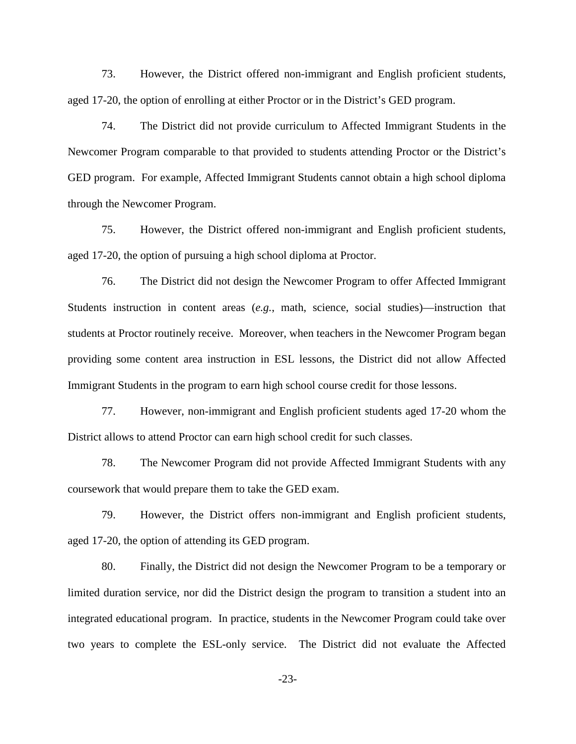73. However, the District offered non-immigrant and English proficient students, aged 17-20, the option of enrolling at either Proctor or in the District's GED program.

74. The District did not provide curriculum to Affected Immigrant Students in the Newcomer Program comparable to that provided to students attending Proctor or the District's GED program. For example, Affected Immigrant Students cannot obtain a high school diploma through the Newcomer Program.

75. However, the District offered non-immigrant and English proficient students, aged 17-20, the option of pursuing a high school diploma at Proctor.

76. The District did not design the Newcomer Program to offer Affected Immigrant Students instruction in content areas (*e.g.*, math, science, social studies)—instruction that students at Proctor routinely receive. Moreover, when teachers in the Newcomer Program began providing some content area instruction in ESL lessons, the District did not allow Affected Immigrant Students in the program to earn high school course credit for those lessons.

77. However, non-immigrant and English proficient students aged 17-20 whom the District allows to attend Proctor can earn high school credit for such classes.

78. The Newcomer Program did not provide Affected Immigrant Students with any coursework that would prepare them to take the GED exam.

79. However, the District offers non-immigrant and English proficient students, aged 17-20, the option of attending its GED program.

80. Finally, the District did not design the Newcomer Program to be a temporary or limited duration service, nor did the District design the program to transition a student into an integrated educational program. In practice, students in the Newcomer Program could take over two years to complete the ESL-only service. The District did not evaluate the Affected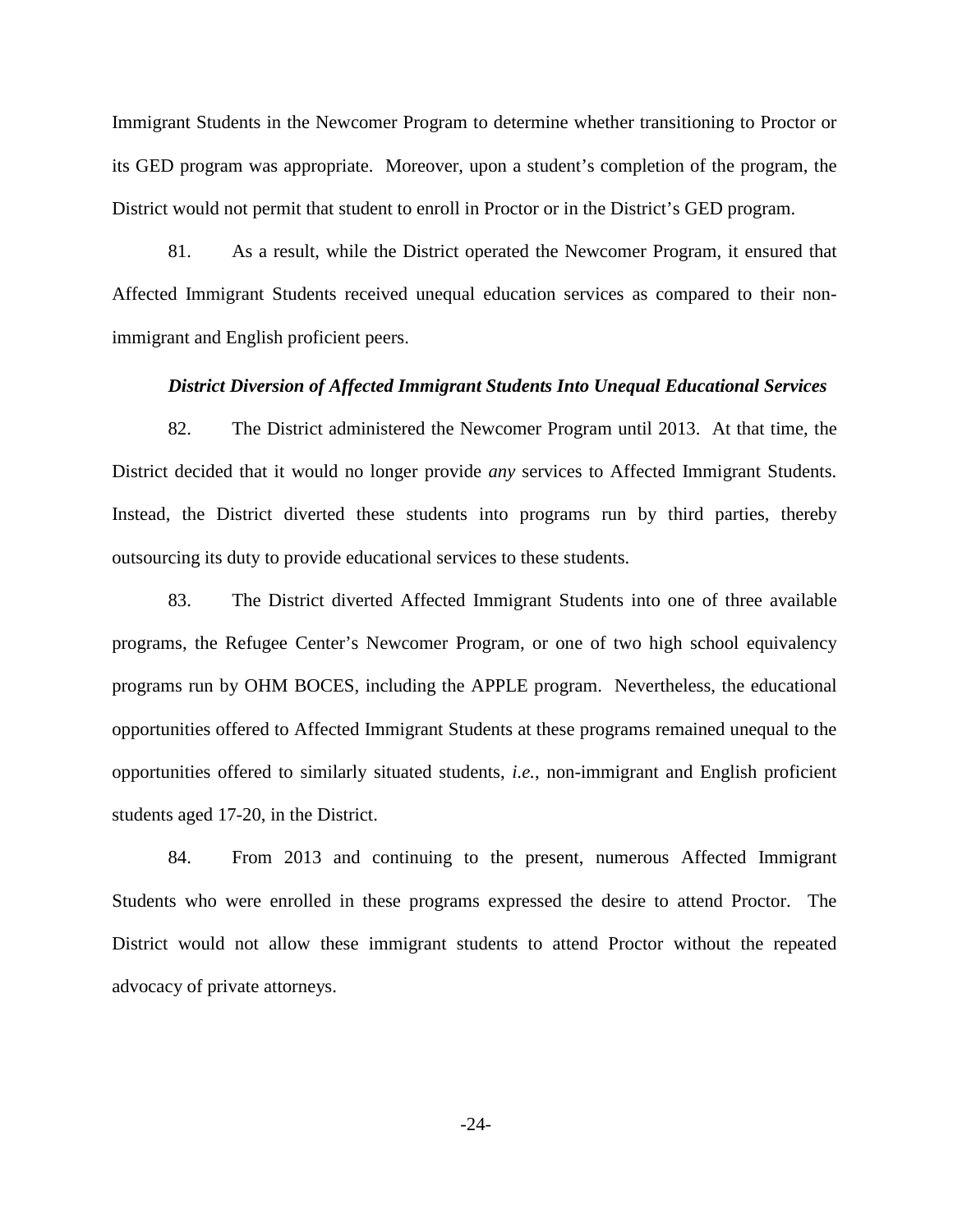Immigrant Students in the Newcomer Program to determine whether transitioning to Proctor or its GED program was appropriate. Moreover, upon a student's completion of the program, the District would not permit that student to enroll in Proctor or in the District's GED program.

81. As a result, while the District operated the Newcomer Program, it ensured that Affected Immigrant Students received unequal education services as compared to their non-immigrant and English proficient peers.

***District Diversion of Affected Immigrant Students Into Unequal Educational Services***

82. The District administered the Newcomer Program until 2013. At that time, the District decided that it would no longer provide *any* services to Affected Immigrant Students. Instead, the District diverted these students into programs run by third parties, thereby outsourcing its duty to provide educational services to these students.

83. The District diverted Affected Immigrant Students into one of three available programs, the Refugee Center's Newcomer Program, or one of two high school equivalency programs run by OHM BOCES, including the APPLE program. Nevertheless, the educational opportunities offered to Affected Immigrant Students at these programs remained unequal to the opportunities offered to similarly situated students, *i.e.*, non-immigrant and English proficient students aged 17-20, in the District.

84. From 2013 and continuing to the present, numerous Affected Immigrant Students who were enrolled in these programs expressed the desire to attend Proctor. The District would not allow these immigrant students to attend Proctor without the repeated advocacy of private attorneys.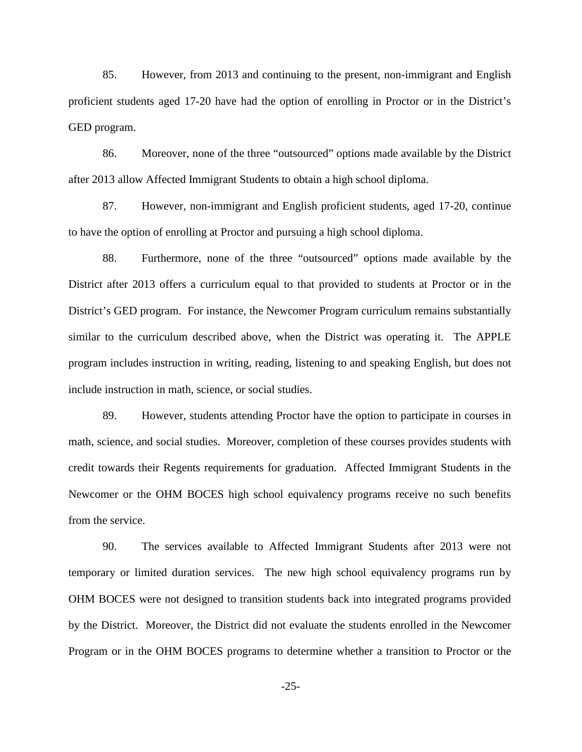85. However, from 2013 and continuing to the present, non-immigrant and English proficient students aged 17-20 have had the option of enrolling in Proctor or in the District's GED program.

86. Moreover, none of the three "outsourced" options made available by the District after 2013 allow Affected Immigrant Students to obtain a high school diploma.

87. However, non-immigrant and English proficient students, aged 17-20, continue to have the option of enrolling at Proctor and pursuing a high school diploma.

88. Furthermore, none of the three "outsourced" options made available by the District after 2013 offers a curriculum equal to that provided to students at Proctor or in the District's GED program. For instance, the Newcomer Program curriculum remains substantially similar to the curriculum described above, when the District was operating it. The APPLE program includes instruction in writing, reading, listening to and speaking English, but does not include instruction in math, science, or social studies.

89. However, students attending Proctor have the option to participate in courses in math, science, and social studies. Moreover, completion of these courses provides students with credit towards their Regents requirements for graduation. Affected Immigrant Students in the Newcomer or the OHM BOCES high school equivalency programs receive no such benefits from the service.

90. The services available to Affected Immigrant Students after 2013 were not temporary or limited duration services. The new high school equivalency programs run by OHM BOCES were not designed to transition students back into integrated programs provided by the District. Moreover, the District did not evaluate the students enrolled in the Newcomer Program or in the OHM BOCES programs to determine whether a transition to Proctor or the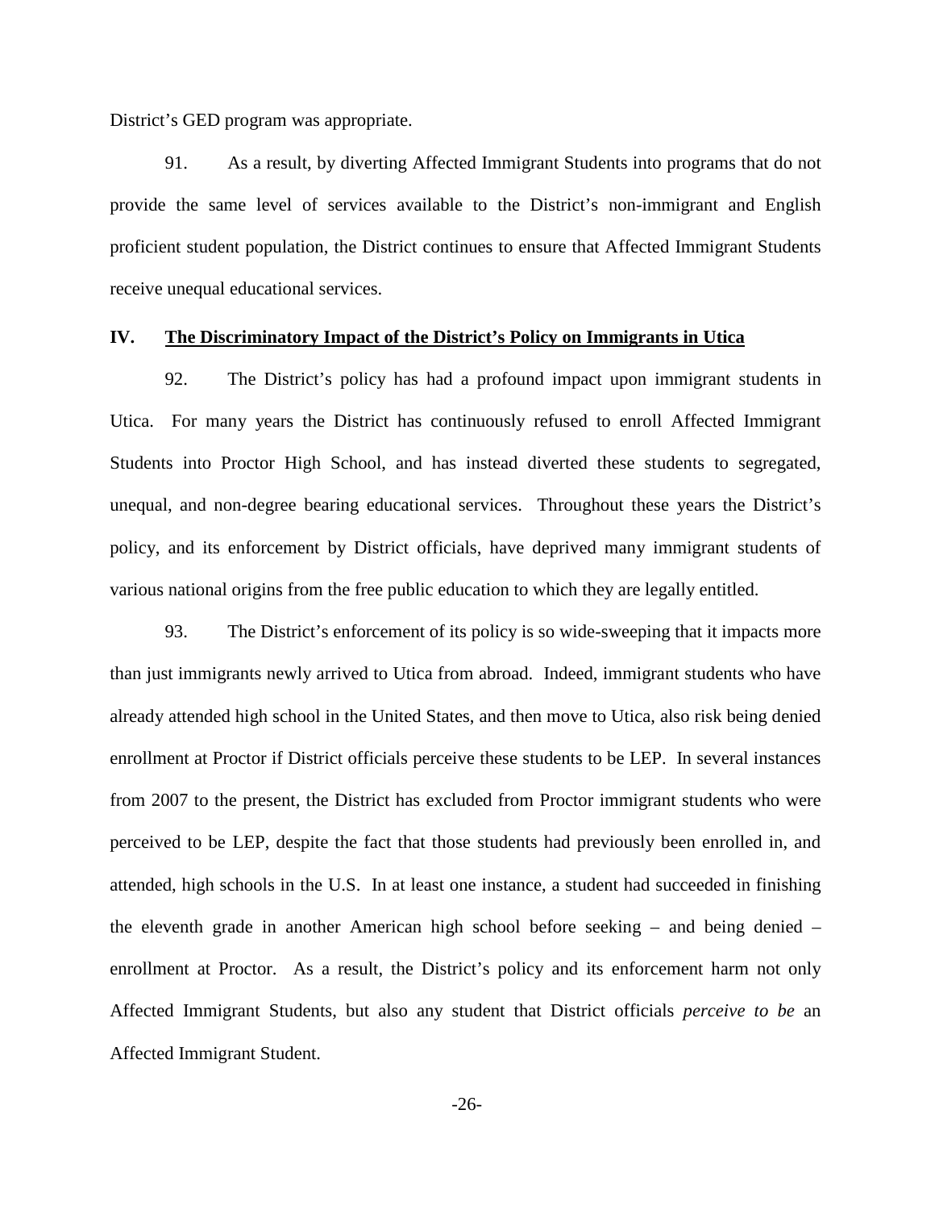District's GED program was appropriate.

91. As a result, by diverting Affected Immigrant Students into programs that do not provide the same level of services available to the District's non-immigrant and English proficient student population, the District continues to ensure that Affected Immigrant Students receive unequal educational services.

## IV. <u>The Discriminatory Impact of the District's Policy on Immigrants in Utica</u>

92. The District's policy has had a profound impact upon immigrant students in Utica. For many years the District has continuously refused to enroll Affected Immigrant Students into Proctor High School, and has instead diverted these students to segregated, unequal, and non-degree bearing educational services. Throughout these years the District's policy, and its enforcement by District officials, have deprived many immigrant students of various national origins from the free public education to which they are legally entitled.

93. The District's enforcement of its policy is so wide-sweeping that it impacts more than just immigrants newly arrived to Utica from abroad. Indeed, immigrant students who have already attended high school in the United States, and then move to Utica, also risk being denied enrollment at Proctor if District officials perceive these students to be LEP. In several instances from 2007 to the present, the District has excluded from Proctor immigrant students who were perceived to be LEP, despite the fact that those students had previously been enrolled in, and attended, high schools in the U.S. In at least one instance, a student had succeeded in finishing the eleventh grade in another American high school before seeking – and being denied – enrollment at Proctor. As a result, the District's policy and its enforcement harm not only Affected Immigrant Students, but also any student that District officials *perceive to be* an Affected Immigrant Student.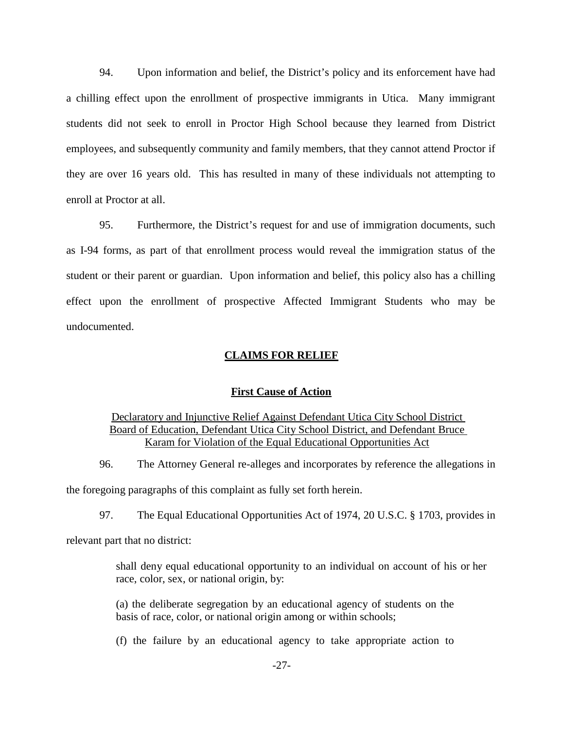94. Upon information and belief, the District's policy and its enforcement have had a chilling effect upon the enrollment of prospective immigrants in Utica. Many immigrant students did not seek to enroll in Proctor High School because they learned from District employees, and subsequently community and family members, that they cannot attend Proctor if they are over 16 years old. This has resulted in many of these individuals not attempting to enroll at Proctor at all.

95. Furthermore, the District's request for and use of immigration documents, such as I-94 forms, as part of that enrollment process would reveal the immigration status of the student or their parent or guardian. Upon information and belief, this policy also has a chilling effect upon the enrollment of prospective Affected Immigrant Students who may be undocumented.

## CLAIMS FOR RELIEF

### First Cause of Action

Declaratory and Injunctive Relief Against Defendant Utica City School District Board of Education, Defendant Utica City School District, and Defendant Bruce Karam for Violation of the Equal Educational Opportunities Act

96. The Attorney General re-alleges and incorporates by reference the allegations in the foregoing paragraphs of this complaint as fully set forth herein.

97. The Equal Educational Opportunities Act of 1974, 20 U.S.C. § 1703, provides in relevant part that no district:

> shall deny equal educational opportunity to an individual on account of his or her race, color, sex, or national origin, by:
>
> (a) the deliberate segregation by an educational agency of students on the basis of race, color, or national origin among or within schools;
>
> (f) the failure by an educational agency to take appropriate action to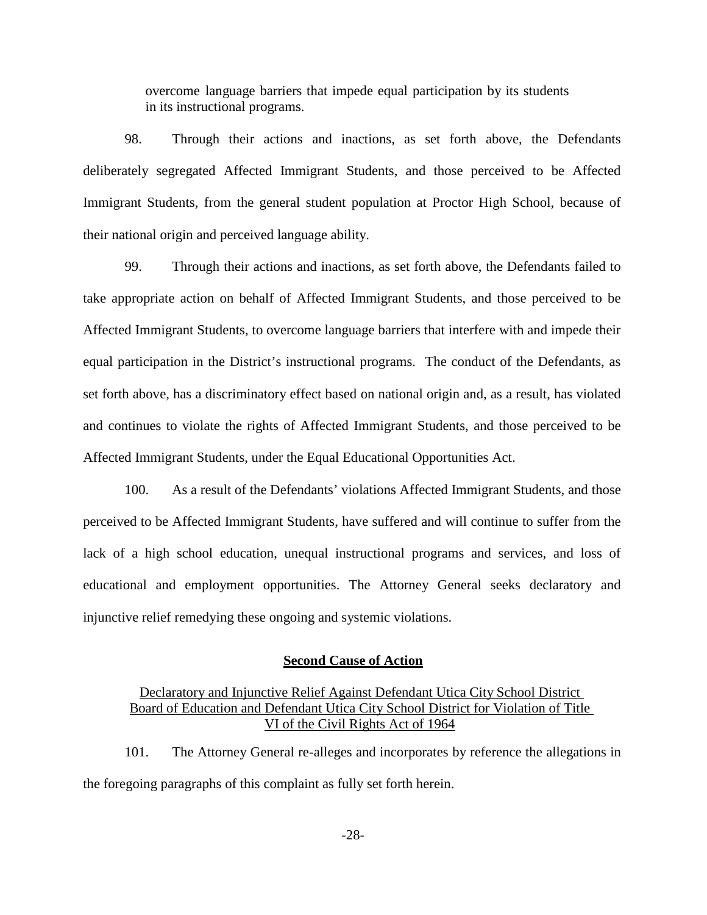overcome language barriers that impede equal participation by its students in its instructional programs.

98. Through their actions and inactions, as set forth above, the Defendants deliberately segregated Affected Immigrant Students, and those perceived to be Affected Immigrant Students, from the general student population at Proctor High School, because of their national origin and perceived language ability.

99. Through their actions and inactions, as set forth above, the Defendants failed to take appropriate action on behalf of Affected Immigrant Students, and those perceived to be Affected Immigrant Students, to overcome language barriers that interfere with and impede their equal participation in the District's instructional programs. The conduct of the Defendants, as set forth above, has a discriminatory effect based on national origin and, as a result, has violated and continues to violate the rights of Affected Immigrant Students, and those perceived to be Affected Immigrant Students, under the Equal Educational Opportunities Act.

100. As a result of the Defendants' violations Affected Immigrant Students, and those perceived to be Affected Immigrant Students, have suffered and will continue to suffer from the lack of a high school education, unequal instructional programs and services, and loss of educational and employment opportunities. The Attorney General seeks declaratory and injunctive relief remedying these ongoing and systemic violations.

## Second Cause of Action

Declaratory and Injunctive Relief Against Defendant Utica City School District Board of Education and Defendant Utica City School District for Violation of Title VI of the Civil Rights Act of 1964

101. The Attorney General re-alleges and incorporates by reference the allegations in the foregoing paragraphs of this complaint as fully set forth herein.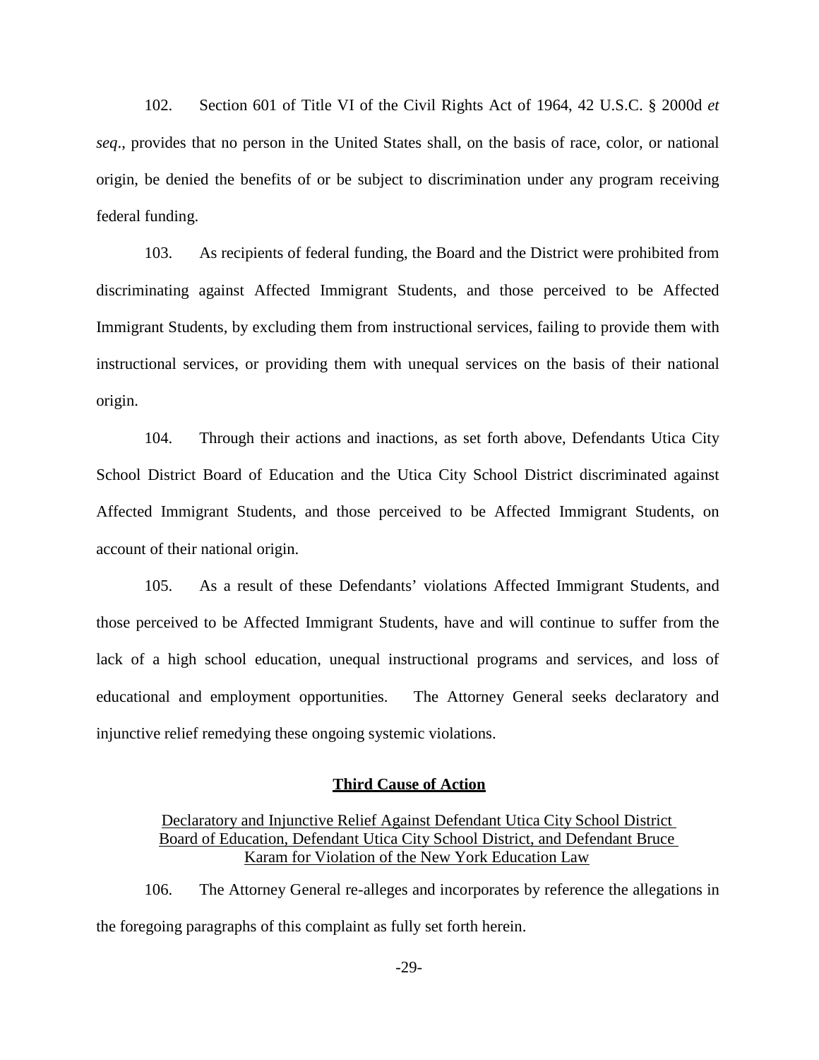102. Section 601 of Title VI of the Civil Rights Act of 1964, 42 U.S.C. § 2000d *et seq*., provides that no person in the United States shall, on the basis of race, color, or national origin, be denied the benefits of or be subject to discrimination under any program receiving federal funding.

103. As recipients of federal funding, the Board and the District were prohibited from discriminating against Affected Immigrant Students, and those perceived to be Affected Immigrant Students, by excluding them from instructional services, failing to provide them with instructional services, or providing them with unequal services on the basis of their national origin.

104. Through their actions and inactions, as set forth above, Defendants Utica City School District Board of Education and the Utica City School District discriminated against Affected Immigrant Students, and those perceived to be Affected Immigrant Students, on account of their national origin.

105. As a result of these Defendants' violations Affected Immigrant Students, and those perceived to be Affected Immigrant Students, have and will continue to suffer from the lack of a high school education, unequal instructional programs and services, and loss of educational and employment opportunities. The Attorney General seeks declaratory and injunctive relief remedying these ongoing systemic violations.

**Third Cause of Action**

Declaratory and Injunctive Relief Against Defendant Utica City School District Board of Education, Defendant Utica City School District, and Defendant Bruce Karam for Violation of the New York Education Law

106. The Attorney General re-alleges and incorporates by reference the allegations in the foregoing paragraphs of this complaint as fully set forth herein.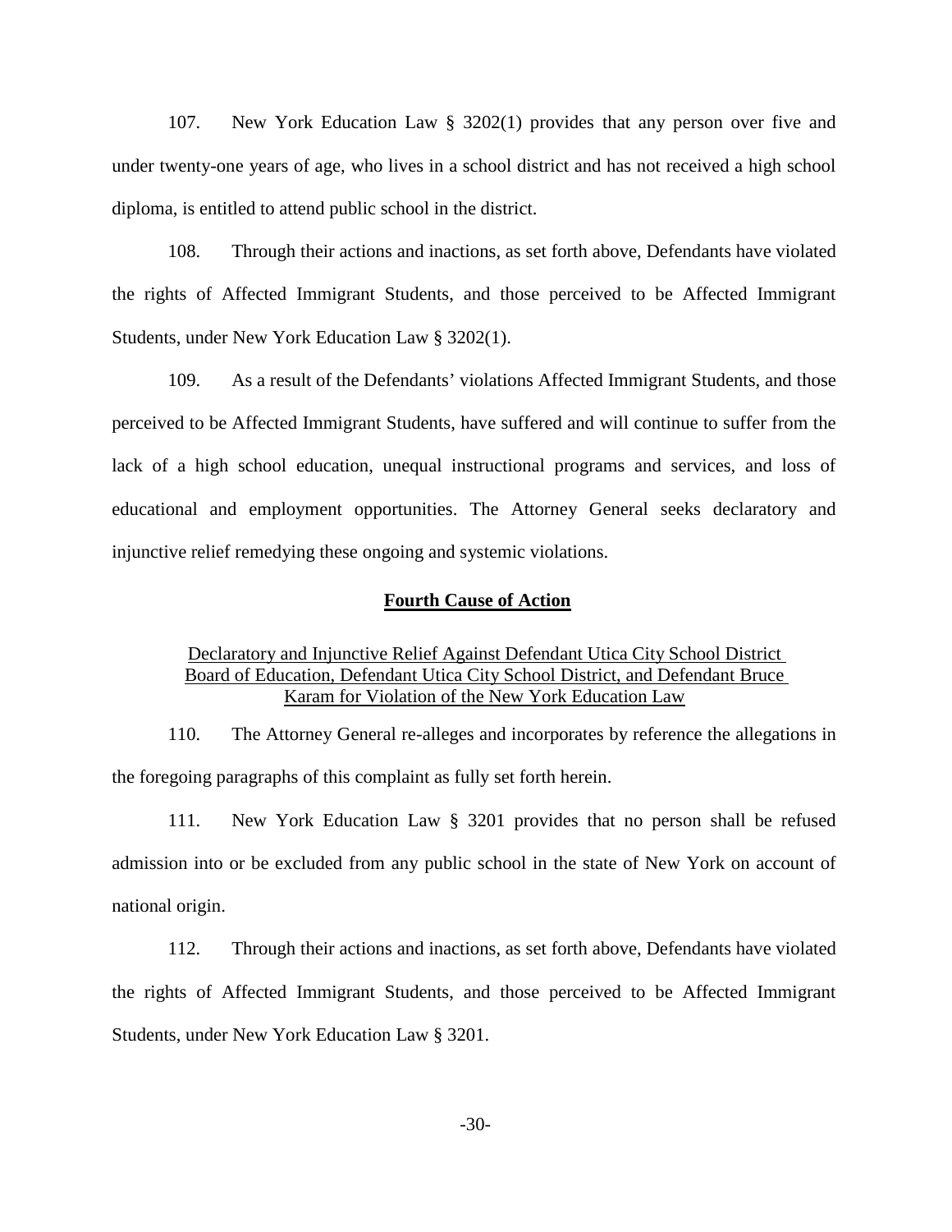107. New York Education Law § 3202(1) provides that any person over five and under twenty-one years of age, who lives in a school district and has not received a high school diploma, is entitled to attend public school in the district.

108. Through their actions and inactions, as set forth above, Defendants have violated the rights of Affected Immigrant Students, and those perceived to be Affected Immigrant Students, under New York Education Law § 3202(1).

109. As a result of the Defendants' violations Affected Immigrant Students, and those perceived to be Affected Immigrant Students, have suffered and will continue to suffer from the lack of a high school education, unequal instructional programs and services, and loss of educational and employment opportunities. The Attorney General seeks declaratory and injunctive relief remedying these ongoing and systemic violations.

## Fourth Cause of Action

Declaratory and Injunctive Relief Against Defendant Utica City School District Board of Education, Defendant Utica City School District, and Defendant Bruce Karam for Violation of the New York Education Law

110. The Attorney General re-alleges and incorporates by reference the allegations in the foregoing paragraphs of this complaint as fully set forth herein.

111. New York Education Law § 3201 provides that no person shall be refused admission into or be excluded from any public school in the state of New York on account of national origin.

112. Through their actions and inactions, as set forth above, Defendants have violated the rights of Affected Immigrant Students, and those perceived to be Affected Immigrant Students, under New York Education Law § 3201.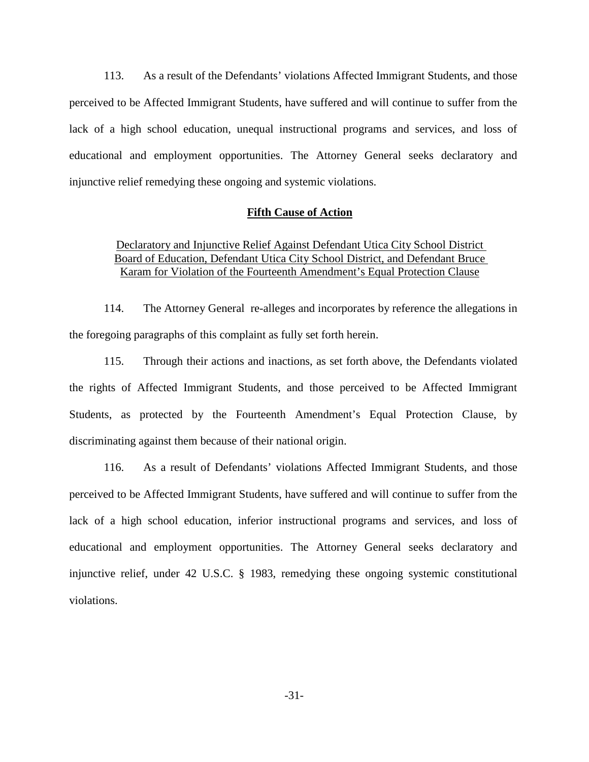113. As a result of the Defendants' violations Affected Immigrant Students, and those perceived to be Affected Immigrant Students, have suffered and will continue to suffer from the lack of a high school education, unequal instructional programs and services, and loss of educational and employment opportunities. The Attorney General seeks declaratory and injunctive relief remedying these ongoing and systemic violations.

## **Fifth Cause of Action**

Declaratory and Injunctive Relief Against Defendant Utica City School District Board of Education, Defendant Utica City School District, and Defendant Bruce Karam for Violation of the Fourteenth Amendment's Equal Protection Clause

114. The Attorney General re-alleges and incorporates by reference the allegations in the foregoing paragraphs of this complaint as fully set forth herein.

115. Through their actions and inactions, as set forth above, the Defendants violated the rights of Affected Immigrant Students, and those perceived to be Affected Immigrant Students, as protected by the Fourteenth Amendment's Equal Protection Clause, by discriminating against them because of their national origin.

116. As a result of Defendants' violations Affected Immigrant Students, and those perceived to be Affected Immigrant Students, have suffered and will continue to suffer from the lack of a high school education, inferior instructional programs and services, and loss of educational and employment opportunities. The Attorney General seeks declaratory and injunctive relief, under 42 U.S.C. § 1983, remedying these ongoing systemic constitutional violations.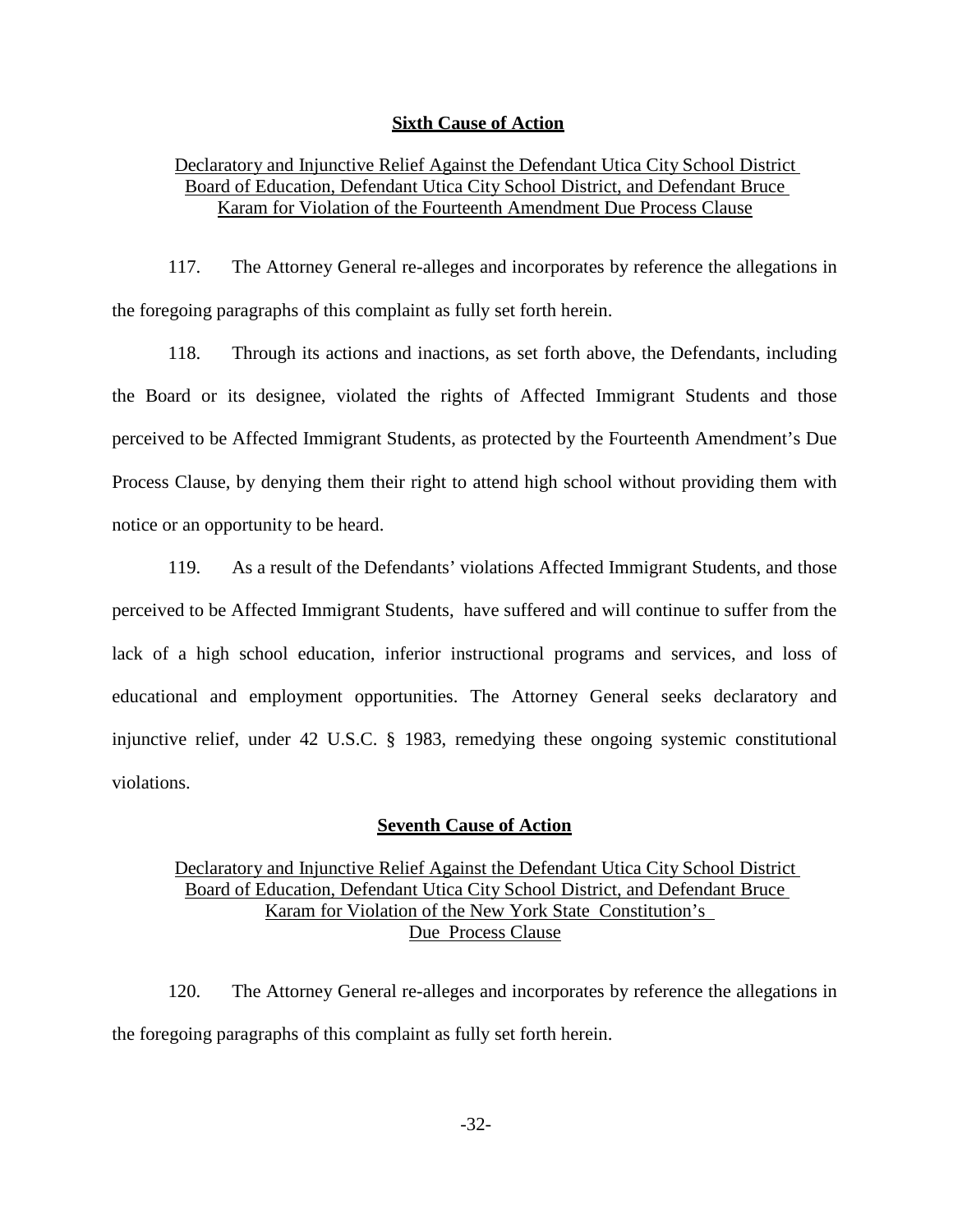## **Sixth Cause of Action**

Declaratory and Injunctive Relief Against the Defendant Utica City School District Board of Education, Defendant Utica City School District, and Defendant Bruce Karam for Violation of the Fourteenth Amendment Due Process Clause

117. The Attorney General re-alleges and incorporates by reference the allegations in the foregoing paragraphs of this complaint as fully set forth herein.

118. Through its actions and inactions, as set forth above, the Defendants, including the Board or its designee, violated the rights of Affected Immigrant Students and those perceived to be Affected Immigrant Students, as protected by the Fourteenth Amendment's Due Process Clause, by denying them their right to attend high school without providing them with notice or an opportunity to be heard.

119. As a result of the Defendants' violations Affected Immigrant Students, and those perceived to be Affected Immigrant Students, have suffered and will continue to suffer from the lack of a high school education, inferior instructional programs and services, and loss of educational and employment opportunities. The Attorney General seeks declaratory and injunctive relief, under 42 U.S.C. § 1983, remedying these ongoing systemic constitutional violations.

## **Seventh Cause of Action**

Declaratory and Injunctive Relief Against the Defendant Utica City School District Board of Education, Defendant Utica City School District, and Defendant Bruce Karam for Violation of the New York State Constitution's Due Process Clause

120. The Attorney General re-alleges and incorporates by reference the allegations in the foregoing paragraphs of this complaint as fully set forth herein.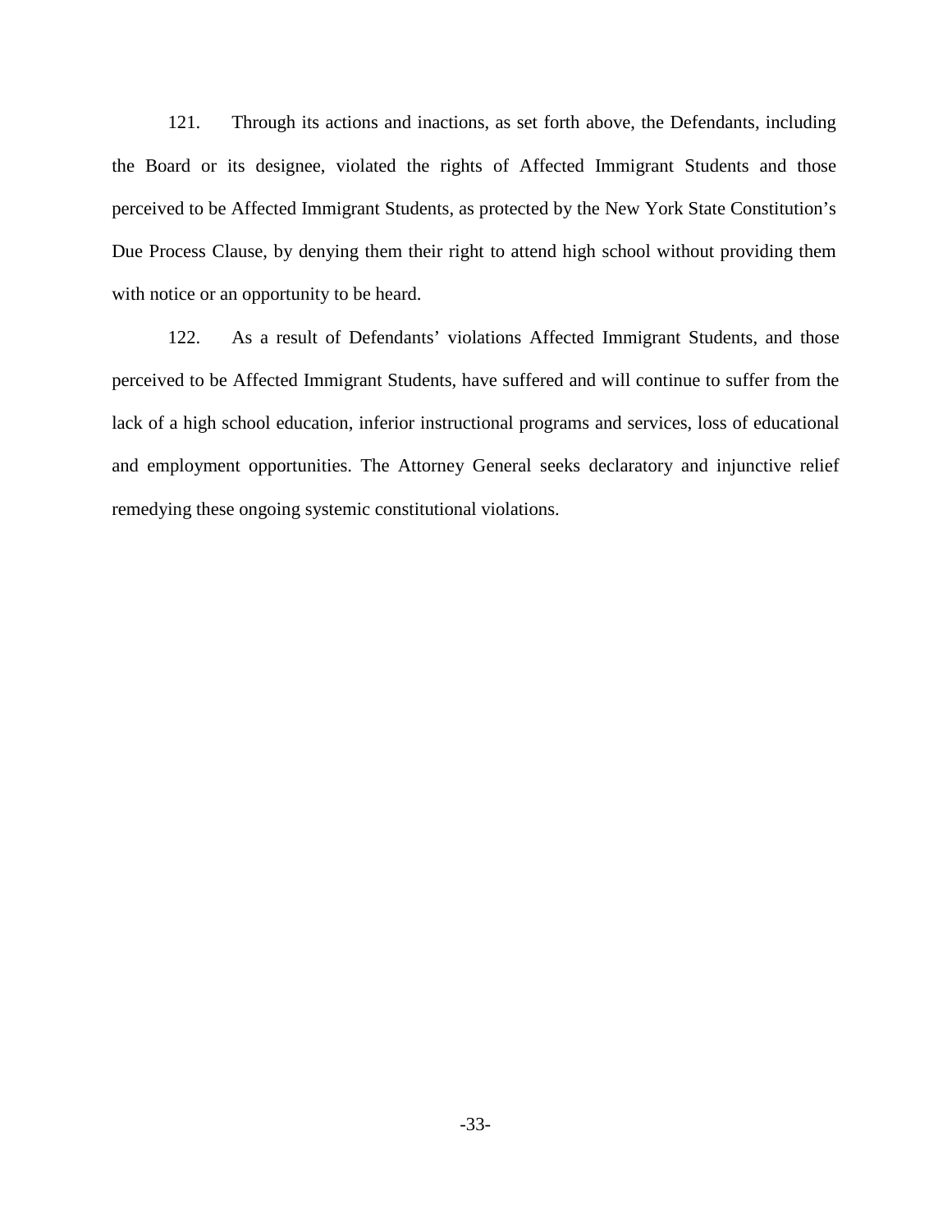121. Through its actions and inactions, as set forth above, the Defendants, including the Board or its designee, violated the rights of Affected Immigrant Students and those perceived to be Affected Immigrant Students, as protected by the New York State Constitution's Due Process Clause, by denying them their right to attend high school without providing them with notice or an opportunity to be heard.

122. As a result of Defendants' violations Affected Immigrant Students, and those perceived to be Affected Immigrant Students, have suffered and will continue to suffer from the lack of a high school education, inferior instructional programs and services, loss of educational and employment opportunities. The Attorney General seeks declaratory and injunctive relief remedying these ongoing systemic constitutional violations.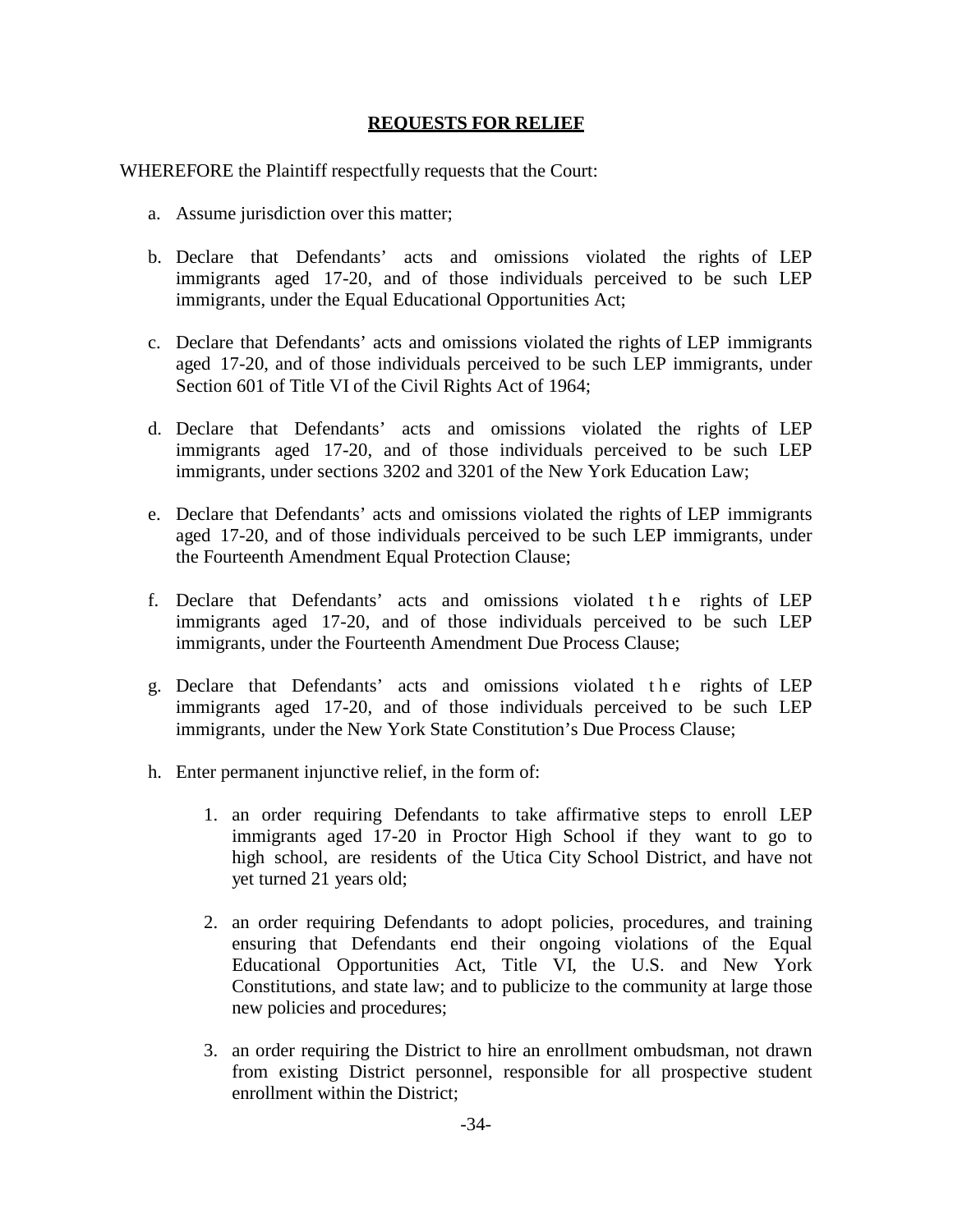## **REQUESTS FOR RELIEF**

WHEREFORE the Plaintiff respectfully requests that the Court:

a. Assume jurisdiction over this matter;

b. Declare that Defendants' acts and omissions violated the rights of LEP immigrants aged 17-20, and of those individuals perceived to be such LEP immigrants, under the Equal Educational Opportunities Act;

c. Declare that Defendants' acts and omissions violated the rights of LEP immigrants aged 17-20, and of those individuals perceived to be such LEP immigrants, under Section 601 of Title VI of the Civil Rights Act of 1964;

d. Declare that Defendants' acts and omissions violated the rights of LEP immigrants aged 17-20, and of those individuals perceived to be such LEP immigrants, under sections 3202 and 3201 of the New York Education Law;

e. Declare that Defendants' acts and omissions violated the rights of LEP immigrants aged 17-20, and of those individuals perceived to be such LEP immigrants, under the Fourteenth Amendment Equal Protection Clause;

f. Declare that Defendants' acts and omissions violated the rights of LEP immigrants aged 17-20, and of those individuals perceived to be such LEP immigrants, under the Fourteenth Amendment Due Process Clause;

g. Declare that Defendants' acts and omissions violated the rights of LEP immigrants aged 17-20, and of those individuals perceived to be such LEP immigrants, under the New York State Constitution's Due Process Clause;

h. Enter permanent injunctive relief, in the form of:

1. an order requiring Defendants to take affirmative steps to enroll LEP immigrants aged 17-20 in Proctor High School if they want to go to high school, are residents of the Utica City School District, and have not yet turned 21 years old;

2. an order requiring Defendants to adopt policies, procedures, and training ensuring that Defendants end their ongoing violations of the Equal Educational Opportunities Act, Title VI, the U.S. and New York Constitutions, and state law; and to publicize to the community at large those new policies and procedures;

3. an order requiring the District to hire an enrollment ombudsman, not drawn from existing District personnel, responsible for all prospective student enrollment within the District;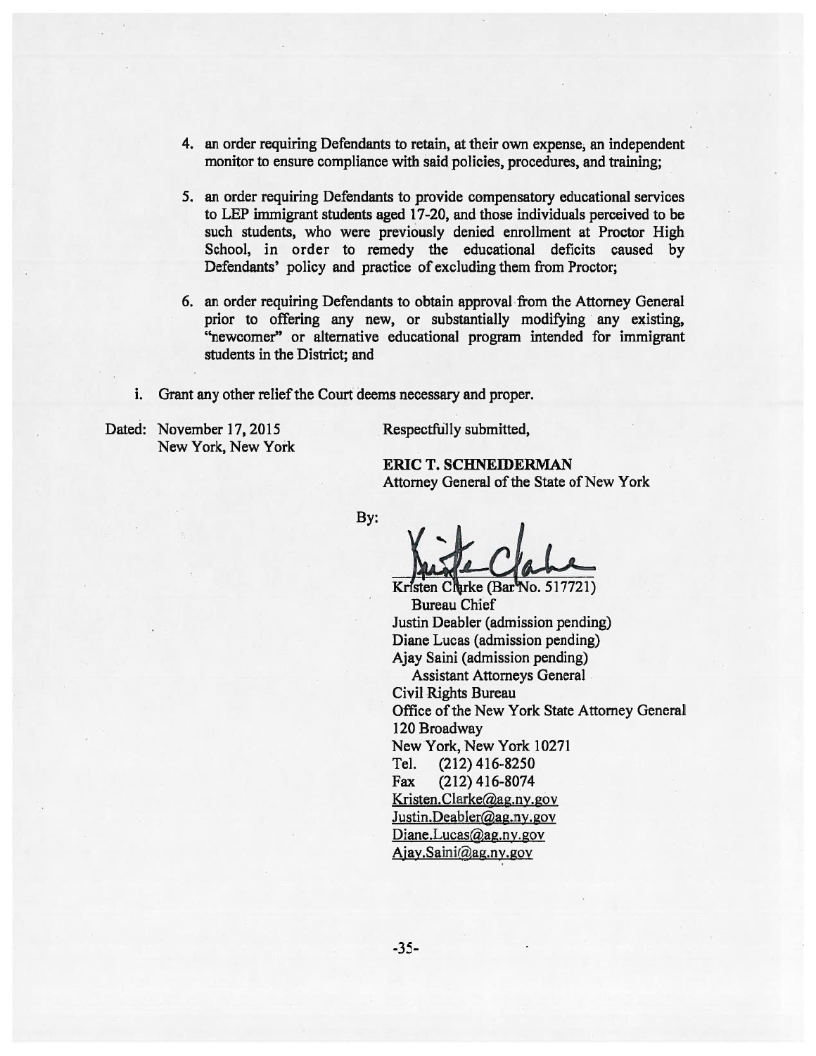4. an order requiring Defendants to retain, at their own expense, an independent monitor to ensure compliance with said policies, procedures, and training;

5. an order requiring Defendants to provide compensatory educational services to LEP immigrant students aged 17-20, and those individuals perceived to be such students, who were previously denied enrollment at Proctor High School, in order to remedy the educational deficits caused by Defendants' policy and practice of excluding them from Proctor;

6. an order requiring Defendants to obtain approval from the Attorney General prior to offering any new, or substantially modifying any existing, "newcomer" or alternative educational program intended for immigrant students in the District; and

i. Grant any other relief the Court deems necessary and proper.

Dated: November 17, 2015
New York, New York

Respectfully submitted,

**ERIC T. SCHNEIDERMAN**
Attorney General of the State of New York

By:

Kristen Clarke (Bar No. 517721)
Bureau Chief
Justin Deabler (admission pending)
Diane Lucas (admission pending)
Ajay Saini (admission pending)
Assistant Attorneys General
Civil Rights Bureau
Office of the New York State Attorney General
120 Broadway
New York, New York 10271
Tel. (212) 416-8250
Fax (212) 416-8074
Kristen.Clarke@ag.ny.gov
Justin.Deabler@ag.ny.gov
Diane.Lucas@ag.ny.gov
Ajay.Saini@ag.ny.gov